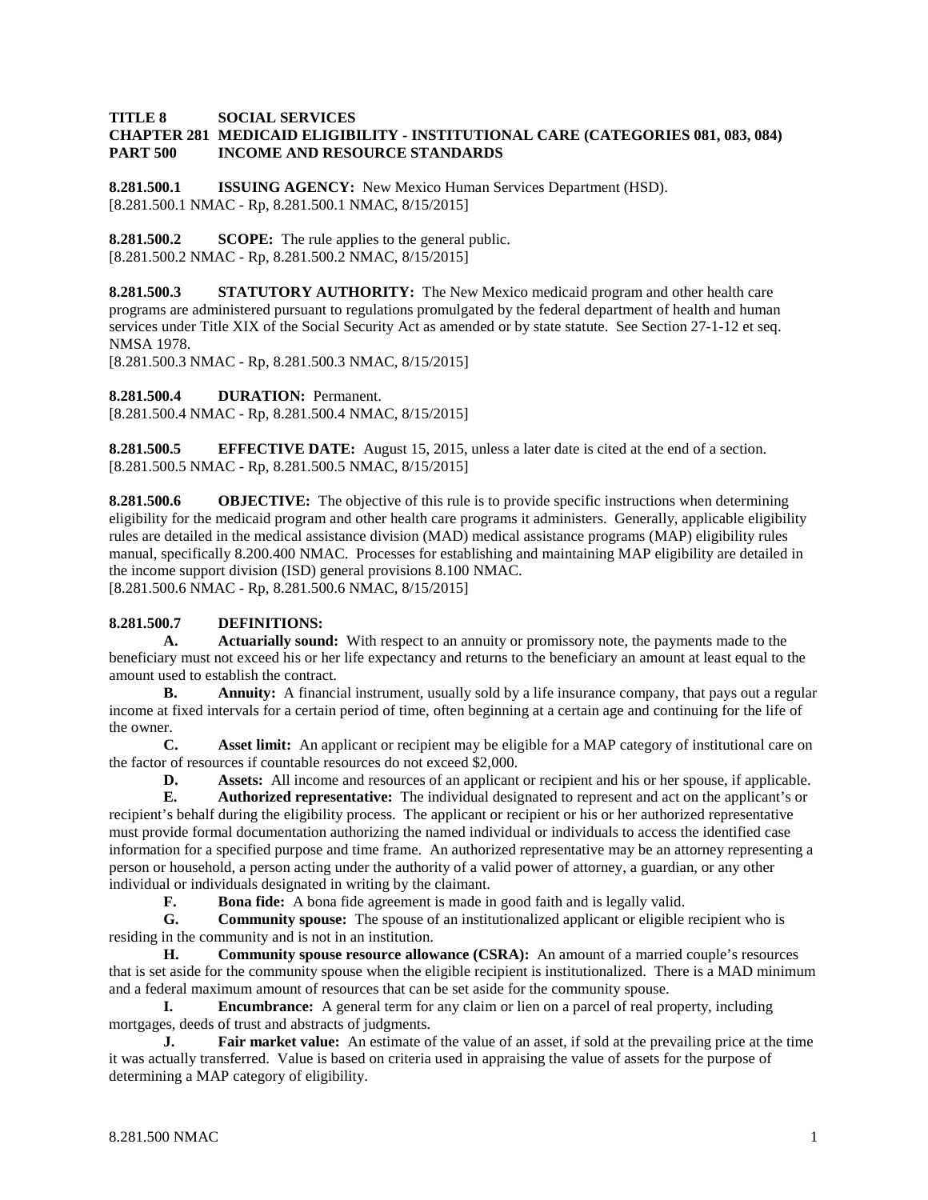**TITLE 8 SOCIAL SERVICES**
**CHAPTER 281 MEDICAID ELIGIBILITY - INSTITUTIONAL CARE (CATEGORIES 081, 083, 084)**
**PART 500 INCOME AND RESOURCE STANDARDS**

**8.281.500.1 ISSUING AGENCY:** New Mexico Human Services Department (HSD).
[8.281.500.1 NMAC - Rp, 8.281.500.1 NMAC, 8/15/2015]

**8.281.500.2 SCOPE:** The rule applies to the general public.
[8.281.500.2 NMAC - Rp, 8.281.500.2 NMAC, 8/15/2015]

**8.281.500.3 STATUTORY AUTHORITY:** The New Mexico medicaid program and other health care programs are administered pursuant to regulations promulgated by the federal department of health and human services under Title XIX of the Social Security Act as amended or by state statute. See Section 27-1-12 et seq. NMSA 1978.
[8.281.500.3 NMAC - Rp, 8.281.500.3 NMAC, 8/15/2015]

**8.281.500.4 DURATION:** Permanent.
[8.281.500.4 NMAC - Rp, 8.281.500.4 NMAC, 8/15/2015]

**8.281.500.5 EFFECTIVE DATE:** August 15, 2015, unless a later date is cited at the end of a section.
[8.281.500.5 NMAC - Rp, 8.281.500.5 NMAC, 8/15/2015]

**8.281.500.6 OBJECTIVE:** The objective of this rule is to provide specific instructions when determining eligibility for the medicaid program and other health care programs it administers. Generally, applicable eligibility rules are detailed in the medical assistance division (MAD) medical assistance programs (MAP) eligibility rules manual, specifically 8.200.400 NMAC. Processes for establishing and maintaining MAP eligibility are detailed in the income support division (ISD) general provisions 8.100 NMAC.
[8.281.500.6 NMAC - Rp, 8.281.500.6 NMAC, 8/15/2015]

**8.281.500.7 DEFINITIONS:**

**A. Actuarially sound:** With respect to an annuity or promissory note, the payments made to the beneficiary must not exceed his or her life expectancy and returns to the beneficiary an amount at least equal to the amount used to establish the contract.

**B. Annuity:** A financial instrument, usually sold by a life insurance company, that pays out a regular income at fixed intervals for a certain period of time, often beginning at a certain age and continuing for the life of the owner.

**C. Asset limit:** An applicant or recipient may be eligible for a MAP category of institutional care on the factor of resources if countable resources do not exceed $2,000.

**D. Assets:** All income and resources of an applicant or recipient and his or her spouse, if applicable.

**E. Authorized representative:** The individual designated to represent and act on the applicant's or recipient's behalf during the eligibility process. The applicant or recipient or his or her authorized representative must provide formal documentation authorizing the named individual or individuals to access the identified case information for a specified purpose and time frame. An authorized representative may be an attorney representing a person or household, a person acting under the authority of a valid power of attorney, a guardian, or any other individual or individuals designated in writing by the claimant.

**F. Bona fide:** A bona fide agreement is made in good faith and is legally valid.

**G. Community spouse:** The spouse of an institutionalized applicant or eligible recipient who is residing in the community and is not in an institution.

**H. Community spouse resource allowance (CSRA):** An amount of a married couple's resources that is set aside for the community spouse when the eligible recipient is institutionalized. There is a MAD minimum and a federal maximum amount of resources that can be set aside for the community spouse.

**I. Encumbrance:** A general term for any claim or lien on a parcel of real property, including mortgages, deeds of trust and abstracts of judgments.

**J. Fair market value:** An estimate of the value of an asset, if sold at the prevailing price at the time it was actually transferred. Value is based on criteria used in appraising the value of assets for the purpose of determining a MAP category of eligibility.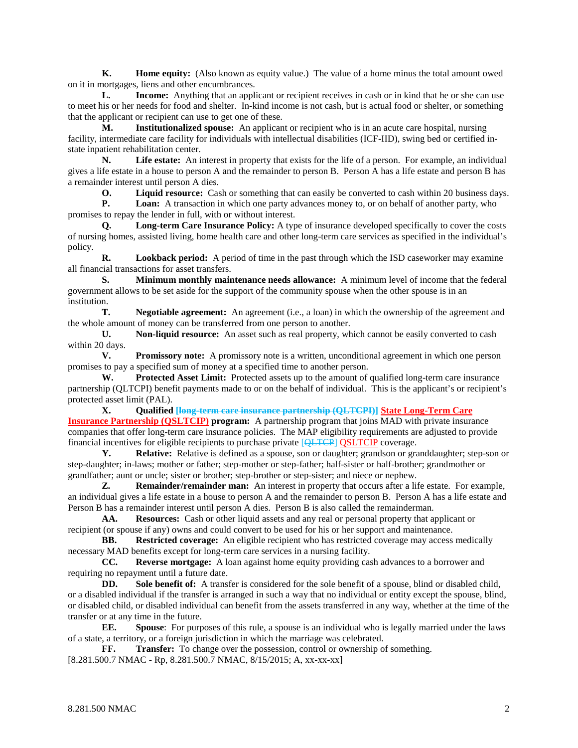**K.** **Home equity:** (Also known as equity value.) The value of a home minus the total amount owed on it in mortgages, liens and other encumbrances.

**L.** **Income:** Anything that an applicant or recipient receives in cash or in kind that he or she can use to meet his or her needs for food and shelter. In-kind income is not cash, but is actual food or shelter, or something that the applicant or recipient can use to get one of these.

**M.** **Institutionalized spouse:** An applicant or recipient who is in an acute care hospital, nursing facility, intermediate care facility for individuals with intellectual disabilities (ICF-IID), swing bed or certified in-state inpatient rehabilitation center.

**N.** **Life estate:** An interest in property that exists for the life of a person. For example, an individual gives a life estate in a house to person A and the remainder to person B. Person A has a life estate and person B has a remainder interest until person A dies.

**O.** **Liquid resource:** Cash or something that can easily be converted to cash within 20 business days.

**P.** **Loan:** A transaction in which one party advances money to, or on behalf of another party, who promises to repay the lender in full, with or without interest.

**Q.** **Long-term Care Insurance Policy:** A type of insurance developed specifically to cover the costs of nursing homes, assisted living, home health care and other long-term care services as specified in the individual's policy.

**R.** **Lookback period:** A period of time in the past through which the ISD caseworker may examine all financial transactions for asset transfers.

**S.** **Minimum monthly maintenance needs allowance:** A minimum level of income that the federal government allows to be set aside for the support of the community spouse when the other spouse is in an institution.

**T.** **Negotiable agreement:** An agreement (i.e., a loan) in which the ownership of the agreement and the whole amount of money can be transferred from one person to another.

**U.** **Non-liquid resource:** An asset such as real property, which cannot be easily converted to cash within 20 days.

**V.** **Promissory note:** A promissory note is a written, unconditional agreement in which one person promises to pay a specified sum of money at a specified time to another person.

**W.** **Protected Asset Limit:** Protected assets up to the amount of qualified long-term care insurance partnership (QLTCPI) benefit payments made to or on the behalf of individual. This is the applicant's or recipient's protected asset limit (PAL).

**X.** **Qualified** **[~~long-term care insurance partnership (QLTCPI)~~]** **State Long-Term Care Insurance Partnership (QSLTCIP)** **program:** A partnership program that joins MAD with private insurance companies that offer long-term care insurance policies. The MAP eligibility requirements are adjusted to provide financial incentives for eligible recipients to purchase private [~~QLTCP~~] QSLTCIP coverage.

**Y.** **Relative:** Relative is defined as a spouse, son or daughter; grandson or granddaughter; step-son or step-daughter; in-laws; mother or father; step-mother or step-father; half-sister or half-brother; grandmother or grandfather; aunt or uncle; sister or brother; step-brother or step-sister; and niece or nephew.

**Z.** **Remainder/remainder man:** An interest in property that occurs after a life estate. For example, an individual gives a life estate in a house to person A and the remainder to person B. Person A has a life estate and Person B has a remainder interest until person A dies. Person B is also called the remainderman.

**AA.** **Resources:** Cash or other liquid assets and any real or personal property that applicant or recipient (or spouse if any) owns and could convert to be used for his or her support and maintenance.

**BB.** **Restricted coverage:** An eligible recipient who has restricted coverage may access medically necessary MAD benefits except for long-term care services in a nursing facility.

**CC.** **Reverse mortgage:** A loan against home equity providing cash advances to a borrower and requiring no repayment until a future date.

**DD.** **Sole benefit of:** A transfer is considered for the sole benefit of a spouse, blind or disabled child, or a disabled individual if the transfer is arranged in such a way that no individual or entity except the spouse, blind, or disabled child, or disabled individual can benefit from the assets transferred in any way, whether at the time of the transfer or at any time in the future.

**EE.** **Spouse**: For purposes of this rule, a spouse is an individual who is legally married under the laws of a state, a territory, or a foreign jurisdiction in which the marriage was celebrated.

**FF.** **Transfer:** To change over the possession, control or ownership of something.

[8.281.500.7 NMAC - Rp, 8.281.500.7 NMAC, 8/15/2015; A, xx-xx-xx]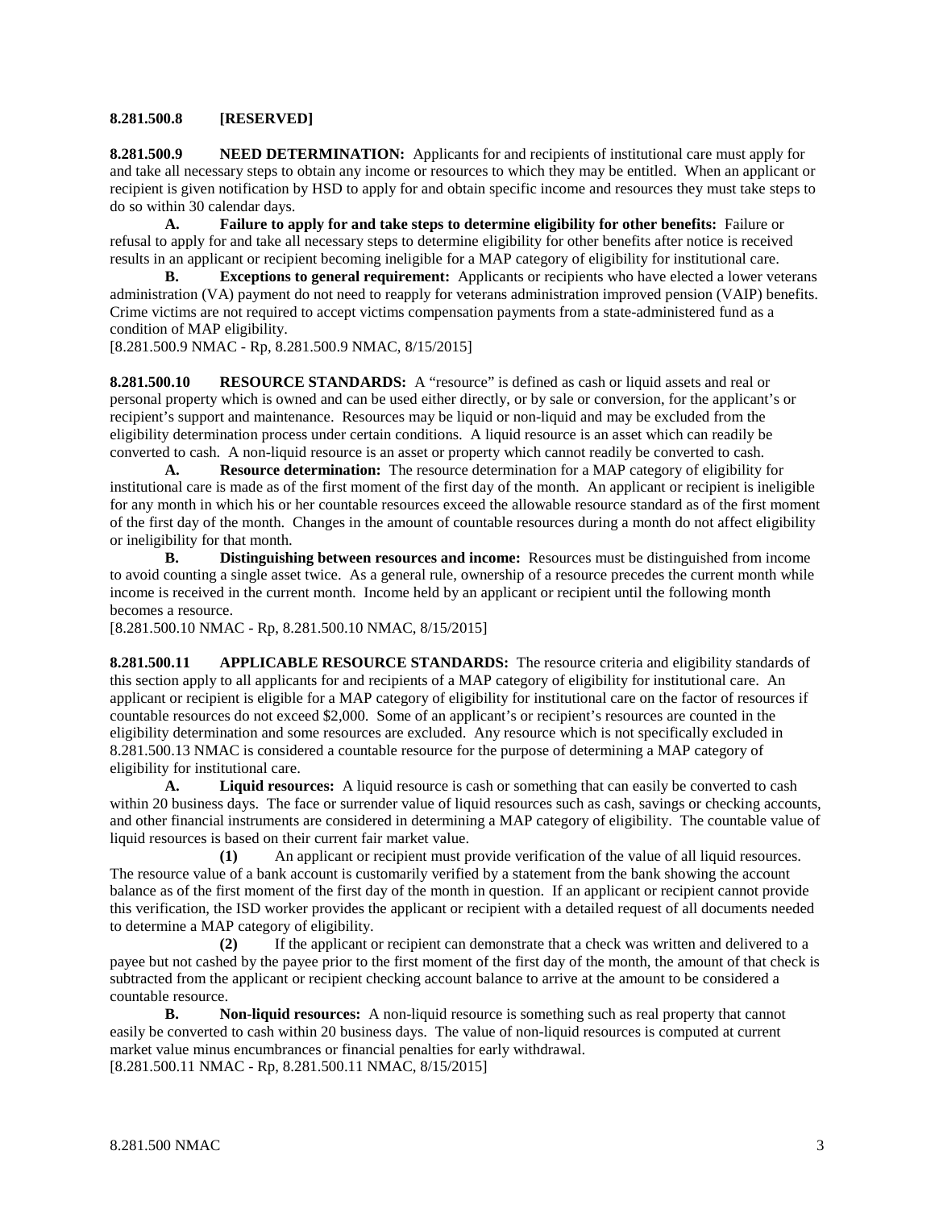**8.281.500.8 [RESERVED]**

**8.281.500.9 NEED DETERMINATION:** Applicants for and recipients of institutional care must apply for and take all necessary steps to obtain any income or resources to which they may be entitled. When an applicant or recipient is given notification by HSD to apply for and obtain specific income and resources they must take steps to do so within 30 calendar days.

**A. Failure to apply for and take steps to determine eligibility for other benefits:** Failure or refusal to apply for and take all necessary steps to determine eligibility for other benefits after notice is received results in an applicant or recipient becoming ineligible for a MAP category of eligibility for institutional care.

**B. Exceptions to general requirement:** Applicants or recipients who have elected a lower veterans administration (VA) payment do not need to reapply for veterans administration improved pension (VAIP) benefits. Crime victims are not required to accept victims compensation payments from a state-administered fund as a condition of MAP eligibility.

[8.281.500.9 NMAC - Rp, 8.281.500.9 NMAC, 8/15/2015]

**8.281.500.10 RESOURCE STANDARDS:** A "resource" is defined as cash or liquid assets and real or personal property which is owned and can be used either directly, or by sale or conversion, for the applicant's or recipient's support and maintenance. Resources may be liquid or non-liquid and may be excluded from the eligibility determination process under certain conditions. A liquid resource is an asset which can readily be converted to cash. A non-liquid resource is an asset or property which cannot readily be converted to cash.

**A. Resource determination:** The resource determination for a MAP category of eligibility for institutional care is made as of the first moment of the first day of the month. An applicant or recipient is ineligible for any month in which his or her countable resources exceed the allowable resource standard as of the first moment of the first day of the month. Changes in the amount of countable resources during a month do not affect eligibility or ineligibility for that month.

**B. Distinguishing between resources and income:** Resources must be distinguished from income to avoid counting a single asset twice. As a general rule, ownership of a resource precedes the current month while income is received in the current month. Income held by an applicant or recipient until the following month becomes a resource.

[8.281.500.10 NMAC - Rp, 8.281.500.10 NMAC, 8/15/2015]

**8.281.500.11 APPLICABLE RESOURCE STANDARDS:** The resource criteria and eligibility standards of this section apply to all applicants for and recipients of a MAP category of eligibility for institutional care. An applicant or recipient is eligible for a MAP category of eligibility for institutional care on the factor of resources if countable resources do not exceed $2,000. Some of an applicant's or recipient's resources are counted in the eligibility determination and some resources are excluded. Any resource which is not specifically excluded in 8.281.500.13 NMAC is considered a countable resource for the purpose of determining a MAP category of eligibility for institutional care.

**A. Liquid resources:** A liquid resource is cash or something that can easily be converted to cash within 20 business days. The face or surrender value of liquid resources such as cash, savings or checking accounts, and other financial instruments are considered in determining a MAP category of eligibility. The countable value of liquid resources is based on their current fair market value.

**(1)** An applicant or recipient must provide verification of the value of all liquid resources. The resource value of a bank account is customarily verified by a statement from the bank showing the account balance as of the first moment of the first day of the month in question. If an applicant or recipient cannot provide this verification, the ISD worker provides the applicant or recipient with a detailed request of all documents needed to determine a MAP category of eligibility.

**(2)** If the applicant or recipient can demonstrate that a check was written and delivered to a payee but not cashed by the payee prior to the first moment of the first day of the month, the amount of that check is subtracted from the applicant or recipient checking account balance to arrive at the amount to be considered a countable resource.

**B. Non-liquid resources:** A non-liquid resource is something such as real property that cannot easily be converted to cash within 20 business days. The value of non-liquid resources is computed at current market value minus encumbrances or financial penalties for early withdrawal.

[8.281.500.11 NMAC - Rp, 8.281.500.11 NMAC, 8/15/2015]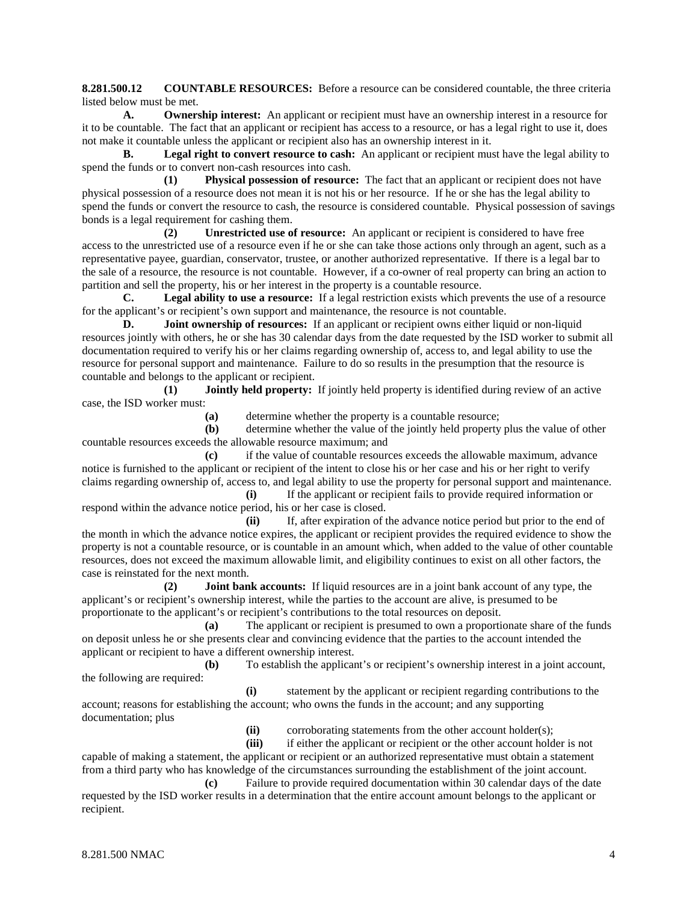**8.281.500.12 COUNTABLE RESOURCES:** Before a resource can be considered countable, the three criteria listed below must be met.

**A. Ownership interest:** An applicant or recipient must have an ownership interest in a resource for it to be countable. The fact that an applicant or recipient has access to a resource, or has a legal right to use it, does not make it countable unless the applicant or recipient also has an ownership interest in it.

**B. Legal right to convert resource to cash:** An applicant or recipient must have the legal ability to spend the funds or to convert non-cash resources into cash.

**(1) Physical possession of resource:** The fact that an applicant or recipient does not have physical possession of a resource does not mean it is not his or her resource. If he or she has the legal ability to spend the funds or convert the resource to cash, the resource is considered countable. Physical possession of savings bonds is a legal requirement for cashing them.

**(2) Unrestricted use of resource:** An applicant or recipient is considered to have free access to the unrestricted use of a resource even if he or she can take those actions only through an agent, such as a representative payee, guardian, conservator, trustee, or another authorized representative. If there is a legal bar to the sale of a resource, the resource is not countable. However, if a co-owner of real property can bring an action to partition and sell the property, his or her interest in the property is a countable resource.

**C. Legal ability to use a resource:** If a legal restriction exists which prevents the use of a resource for the applicant's or recipient's own support and maintenance, the resource is not countable.

**D. Joint ownership of resources:** If an applicant or recipient owns either liquid or non-liquid resources jointly with others, he or she has 30 calendar days from the date requested by the ISD worker to submit all documentation required to verify his or her claims regarding ownership of, access to, and legal ability to use the resource for personal support and maintenance. Failure to do so results in the presumption that the resource is countable and belongs to the applicant or recipient.

**(1) Jointly held property:** If jointly held property is identified during review of an active case, the ISD worker must:

**(a)** determine whether the property is a countable resource;

**(b)** determine whether the value of the jointly held property plus the value of other countable resources exceeds the allowable resource maximum; and

**(c)** if the value of countable resources exceeds the allowable maximum, advance notice is furnished to the applicant or recipient of the intent to close his or her case and his or her right to verify claims regarding ownership of, access to, and legal ability to use the property for personal support and maintenance.

**(i)** If the applicant or recipient fails to provide required information or respond within the advance notice period, his or her case is closed.

**(ii)** If, after expiration of the advance notice period but prior to the end of the month in which the advance notice expires, the applicant or recipient provides the required evidence to show the property is not a countable resource, or is countable in an amount which, when added to the value of other countable resources, does not exceed the maximum allowable limit, and eligibility continues to exist on all other factors, the case is reinstated for the next month.

**(2) Joint bank accounts:** If liquid resources are in a joint bank account of any type, the applicant's or recipient's ownership interest, while the parties to the account are alive, is presumed to be proportionate to the applicant's or recipient's contributions to the total resources on deposit.

**(a)** The applicant or recipient is presumed to own a proportionate share of the funds on deposit unless he or she presents clear and convincing evidence that the parties to the account intended the applicant or recipient to have a different ownership interest.

**(b)** To establish the applicant's or recipient's ownership interest in a joint account, the following are required:

**(i)** statement by the applicant or recipient regarding contributions to the account; reasons for establishing the account; who owns the funds in the account; and any supporting documentation; plus

**(ii)** corroborating statements from the other account holder(s);

**(iii)** if either the applicant or recipient or the other account holder is not capable of making a statement, the applicant or recipient or an authorized representative must obtain a statement from a third party who has knowledge of the circumstances surrounding the establishment of the joint account.

**(c)** Failure to provide required documentation within 30 calendar days of the date requested by the ISD worker results in a determination that the entire account amount belongs to the applicant or recipient.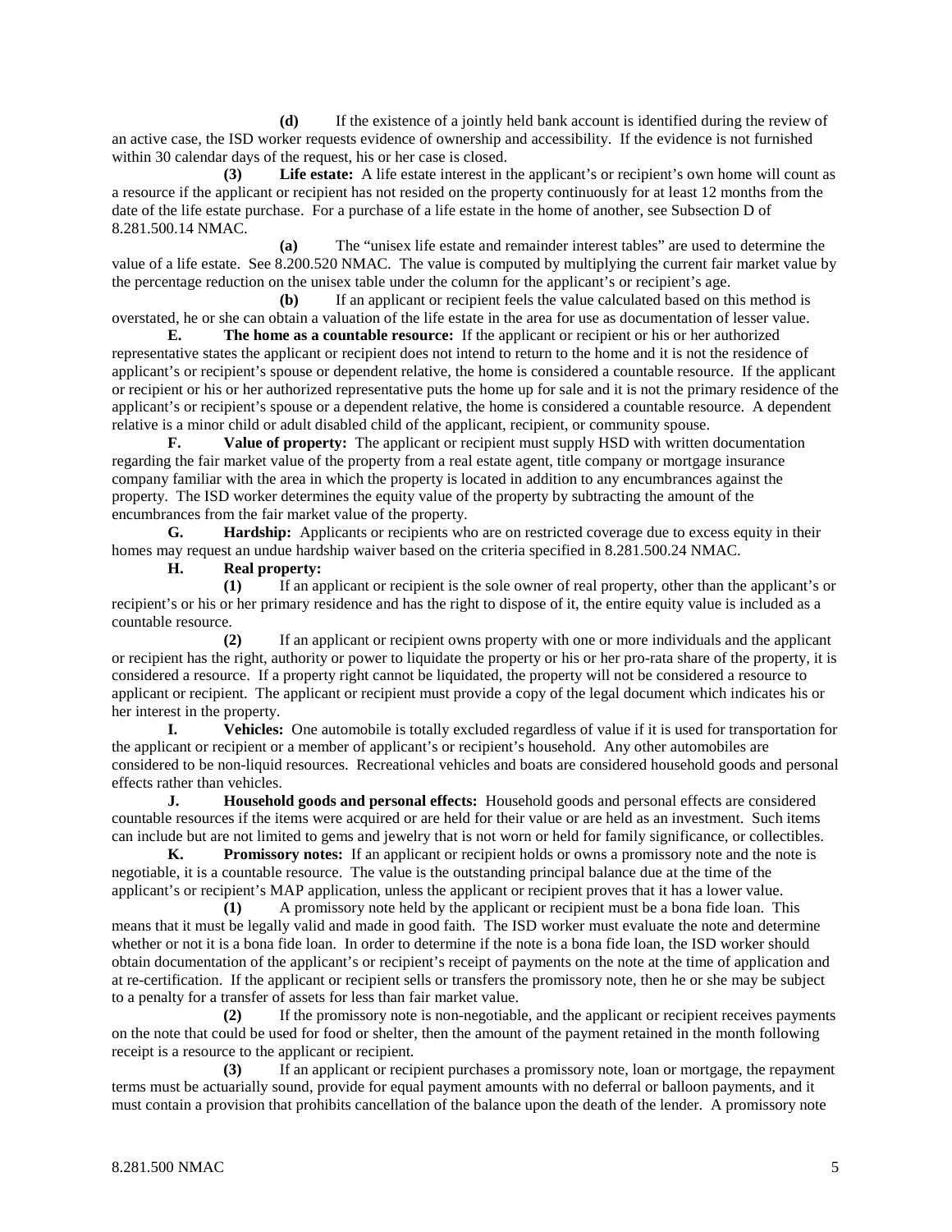**(d)** If the existence of a jointly held bank account is identified during the review of an active case, the ISD worker requests evidence of ownership and accessibility. If the evidence is not furnished within 30 calendar days of the request, his or her case is closed.

**(3) Life estate:** A life estate interest in the applicant's or recipient's own home will count as a resource if the applicant or recipient has not resided on the property continuously for at least 12 months from the date of the life estate purchase. For a purchase of a life estate in the home of another, see Subsection D of 8.281.500.14 NMAC.

**(a)** The "unisex life estate and remainder interest tables" are used to determine the value of a life estate. See 8.200.520 NMAC. The value is computed by multiplying the current fair market value by the percentage reduction on the unisex table under the column for the applicant's or recipient's age.

**(b)** If an applicant or recipient feels the value calculated based on this method is overstated, he or she can obtain a valuation of the life estate in the area for use as documentation of lesser value.

**E. The home as a countable resource:** If the applicant or recipient or his or her authorized representative states the applicant or recipient does not intend to return to the home and it is not the residence of applicant's or recipient's spouse or dependent relative, the home is considered a countable resource. If the applicant or recipient or his or her authorized representative puts the home up for sale and it is not the primary residence of the applicant's or recipient's spouse or a dependent relative, the home is considered a countable resource. A dependent relative is a minor child or adult disabled child of the applicant, recipient, or community spouse.

**F. Value of property:** The applicant or recipient must supply HSD with written documentation regarding the fair market value of the property from a real estate agent, title company or mortgage insurance company familiar with the area in which the property is located in addition to any encumbrances against the property. The ISD worker determines the equity value of the property by subtracting the amount of the encumbrances from the fair market value of the property.

**G. Hardship:** Applicants or recipients who are on restricted coverage due to excess equity in their homes may request an undue hardship waiver based on the criteria specified in 8.281.500.24 NMAC.

**H. Real property:**

**(1)** If an applicant or recipient is the sole owner of real property, other than the applicant's or recipient's or his or her primary residence and has the right to dispose of it, the entire equity value is included as a countable resource.

**(2)** If an applicant or recipient owns property with one or more individuals and the applicant or recipient has the right, authority or power to liquidate the property or his or her pro-rata share of the property, it is considered a resource. If a property right cannot be liquidated, the property will not be considered a resource to applicant or recipient. The applicant or recipient must provide a copy of the legal document which indicates his or her interest in the property.

**I. Vehicles:** One automobile is totally excluded regardless of value if it is used for transportation for the applicant or recipient or a member of applicant's or recipient's household. Any other automobiles are considered to be non-liquid resources. Recreational vehicles and boats are considered household goods and personal effects rather than vehicles.

**J. Household goods and personal effects:** Household goods and personal effects are considered countable resources if the items were acquired or are held for their value or are held as an investment. Such items can include but are not limited to gems and jewelry that is not worn or held for family significance, or collectibles.

**K. Promissory notes:** If an applicant or recipient holds or owns a promissory note and the note is negotiable, it is a countable resource. The value is the outstanding principal balance due at the time of the applicant's or recipient's MAP application, unless the applicant or recipient proves that it has a lower value.

**(1)** A promissory note held by the applicant or recipient must be a bona fide loan. This means that it must be legally valid and made in good faith. The ISD worker must evaluate the note and determine whether or not it is a bona fide loan. In order to determine if the note is a bona fide loan, the ISD worker should obtain documentation of the applicant's or recipient's receipt of payments on the note at the time of application and at re-certification. If the applicant or recipient sells or transfers the promissory note, then he or she may be subject to a penalty for a transfer of assets for less than fair market value.

**(2)** If the promissory note is non-negotiable, and the applicant or recipient receives payments on the note that could be used for food or shelter, then the amount of the payment retained in the month following receipt is a resource to the applicant or recipient.

**(3)** If an applicant or recipient purchases a promissory note, loan or mortgage, the repayment terms must be actuarially sound, provide for equal payment amounts with no deferral or balloon payments, and it must contain a provision that prohibits cancellation of the balance upon the death of the lender. A promissory note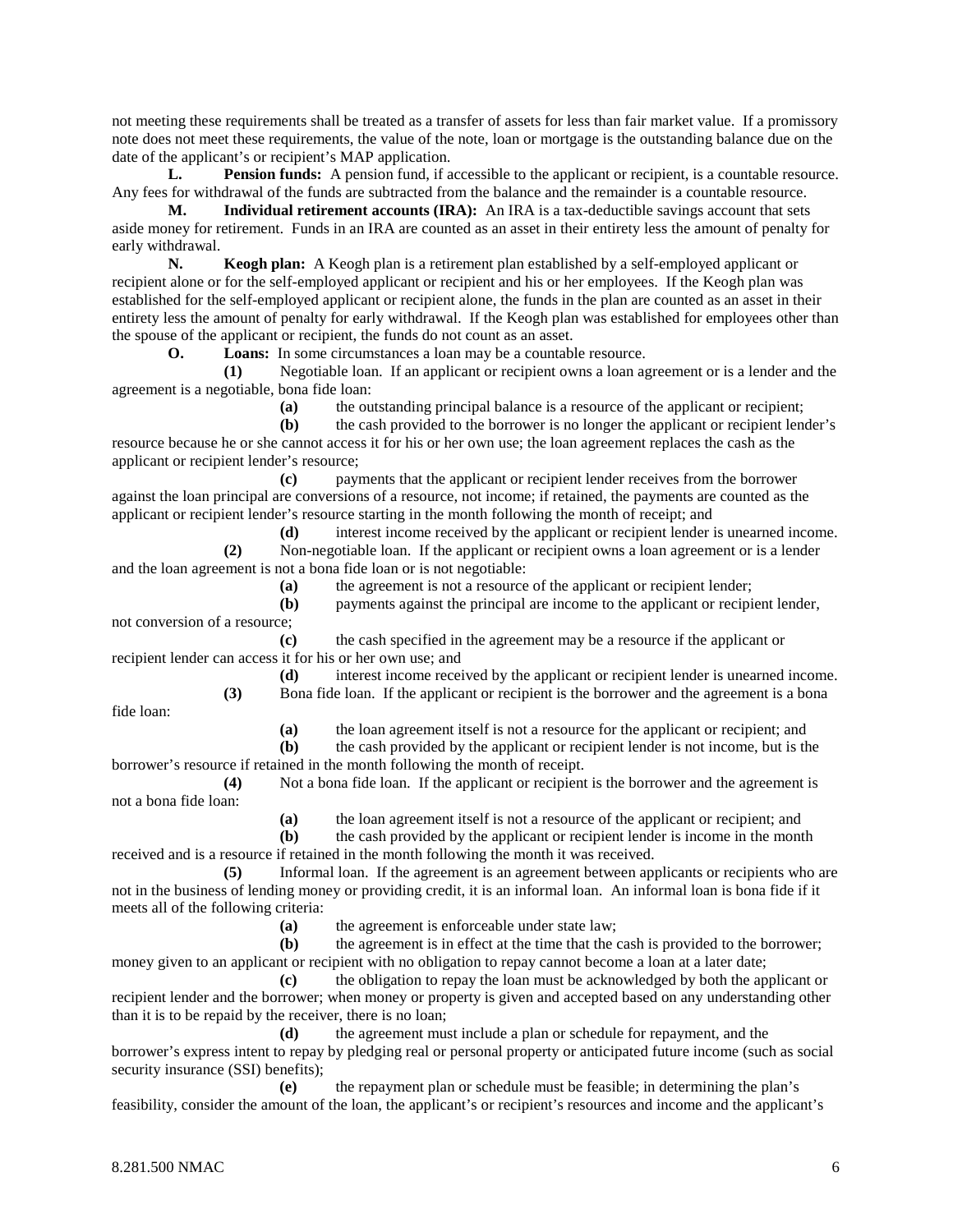not meeting these requirements shall be treated as a transfer of assets for less than fair market value. If a promissory note does not meet these requirements, the value of the note, loan or mortgage is the outstanding balance due on the date of the applicant's or recipient's MAP application.

**L. Pension funds:** A pension fund, if accessible to the applicant or recipient, is a countable resource. Any fees for withdrawal of the funds are subtracted from the balance and the remainder is a countable resource.

**M. Individual retirement accounts (IRA):** An IRA is a tax-deductible savings account that sets aside money for retirement. Funds in an IRA are counted as an asset in their entirety less the amount of penalty for early withdrawal.

**N. Keogh plan:** A Keogh plan is a retirement plan established by a self-employed applicant or recipient alone or for the self-employed applicant or recipient and his or her employees. If the Keogh plan was established for the self-employed applicant or recipient alone, the funds in the plan are counted as an asset in their entirety less the amount of penalty for early withdrawal. If the Keogh plan was established for employees other than the spouse of the applicant or recipient, the funds do not count as an asset.

**O. Loans:** In some circumstances a loan may be a countable resource.

**(1)** Negotiable loan. If an applicant or recipient owns a loan agreement or is a lender and the agreement is a negotiable, bona fide loan:

**(a)** the outstanding principal balance is a resource of the applicant or recipient;

**(b)** the cash provided to the borrower is no longer the applicant or recipient lender's resource because he or she cannot access it for his or her own use; the loan agreement replaces the cash as the applicant or recipient lender's resource;

**(c)** payments that the applicant or recipient lender receives from the borrower against the loan principal are conversions of a resource, not income; if retained, the payments are counted as the applicant or recipient lender's resource starting in the month following the month of receipt; and

**(d)** interest income received by the applicant or recipient lender is unearned income.

**(2)** Non-negotiable loan. If the applicant or recipient owns a loan agreement or is a lender and the loan agreement is not a bona fide loan or is not negotiable:

**(a)** the agreement is not a resource of the applicant or recipient lender;

**(b)** payments against the principal are income to the applicant or recipient lender, not conversion of a resource;

**(c)** the cash specified in the agreement may be a resource if the applicant or recipient lender can access it for his or her own use; and

**(d)** interest income received by the applicant or recipient lender is unearned income.

**(3)** Bona fide loan. If the applicant or recipient is the borrower and the agreement is a bona fide loan:

**(a)** the loan agreement itself is not a resource for the applicant or recipient; and

**(b)** the cash provided by the applicant or recipient lender is not income, but is the borrower's resource if retained in the month following the month of receipt.

**(4)** Not a bona fide loan. If the applicant or recipient is the borrower and the agreement is not a bona fide loan:

**(a)** the loan agreement itself is not a resource of the applicant or recipient; and

**(b)** the cash provided by the applicant or recipient lender is income in the month received and is a resource if retained in the month following the month it was received.

**(5)** Informal loan. If the agreement is an agreement between applicants or recipients who are not in the business of lending money or providing credit, it is an informal loan. An informal loan is bona fide if it meets all of the following criteria:

**(a)** the agreement is enforceable under state law;

**(b)** the agreement is in effect at the time that the cash is provided to the borrower; money given to an applicant or recipient with no obligation to repay cannot become a loan at a later date;

**(c)** the obligation to repay the loan must be acknowledged by both the applicant or recipient lender and the borrower; when money or property is given and accepted based on any understanding other than it is to be repaid by the receiver, there is no loan;

**(d)** the agreement must include a plan or schedule for repayment, and the borrower's express intent to repay by pledging real or personal property or anticipated future income (such as social security insurance (SSI) benefits);

**(e)** the repayment plan or schedule must be feasible; in determining the plan's feasibility, consider the amount of the loan, the applicant's or recipient's resources and income and the applicant's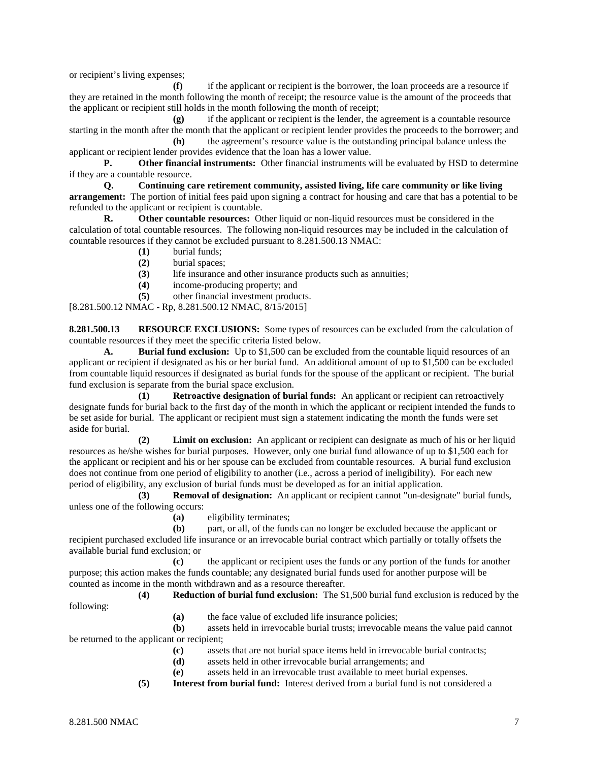or recipient's living expenses;

**(f)** if the applicant or recipient is the borrower, the loan proceeds are a resource if they are retained in the month following the month of receipt; the resource value is the amount of the proceeds that the applicant or recipient still holds in the month following the month of receipt;

**(g)** if the applicant or recipient is the lender, the agreement is a countable resource starting in the month after the month that the applicant or recipient lender provides the proceeds to the borrower; and

**(h)** the agreement's resource value is the outstanding principal balance unless the applicant or recipient lender provides evidence that the loan has a lower value.

**P. Other financial instruments:** Other financial instruments will be evaluated by HSD to determine if they are a countable resource.

**Q. Continuing care retirement community, assisted living, life care community or like living arrangement:** The portion of initial fees paid upon signing a contract for housing and care that has a potential to be refunded to the applicant or recipient is countable.

**R. Other countable resources:** Other liquid or non-liquid resources must be considered in the calculation of total countable resources. The following non-liquid resources may be included in the calculation of countable resources if they cannot be excluded pursuant to 8.281.500.13 NMAC:

**(1)** burial funds;

**(2)** burial spaces;

**(3)** life insurance and other insurance products such as annuities;

**(4)** income-producing property; and

**(5)** other financial investment products.

[8.281.500.12 NMAC - Rp, 8.281.500.12 NMAC, 8/15/2015]

**8.281.500.13 RESOURCE EXCLUSIONS:** Some types of resources can be excluded from the calculation of countable resources if they meet the specific criteria listed below.

**A. Burial fund exclusion:** Up to $1,500 can be excluded from the countable liquid resources of an applicant or recipient if designated as his or her burial fund. An additional amount of up to $1,500 can be excluded from countable liquid resources if designated as burial funds for the spouse of the applicant or recipient. The burial fund exclusion is separate from the burial space exclusion.

**(1) Retroactive designation of burial funds:** An applicant or recipient can retroactively designate funds for burial back to the first day of the month in which the applicant or recipient intended the funds to be set aside for burial. The applicant or recipient must sign a statement indicating the month the funds were set aside for burial.

**(2) Limit on exclusion:** An applicant or recipient can designate as much of his or her liquid resources as he/she wishes for burial purposes. However, only one burial fund allowance of up to $1,500 each for the applicant or recipient and his or her spouse can be excluded from countable resources. A burial fund exclusion does not continue from one period of eligibility to another (i.e., across a period of ineligibility). For each new period of eligibility, any exclusion of burial funds must be developed as for an initial application.

**(3) Removal of designation:** An applicant or recipient cannot "un-designate" burial funds, unless one of the following occurs:

**(a)** eligibility terminates;

**(b)** part, or all, of the funds can no longer be excluded because the applicant or recipient purchased excluded life insurance or an irrevocable burial contract which partially or totally offsets the available burial fund exclusion; or

**(c)** the applicant or recipient uses the funds or any portion of the funds for another purpose; this action makes the funds countable; any designated burial funds used for another purpose will be counted as income in the month withdrawn and as a resource thereafter.

**(4) Reduction of burial fund exclusion:** The $1,500 burial fund exclusion is reduced by the following:

**(a)** the face value of excluded life insurance policies;

**(b)** assets held in irrevocable burial trusts; irrevocable means the value paid cannot be returned to the applicant or recipient;

**(c)** assets that are not burial space items held in irrevocable burial contracts;

**(d)** assets held in other irrevocable burial arrangements; and

**(e)** assets held in an irrevocable trust available to meet burial expenses.

**(5) Interest from burial fund:** Interest derived from a burial fund is not considered a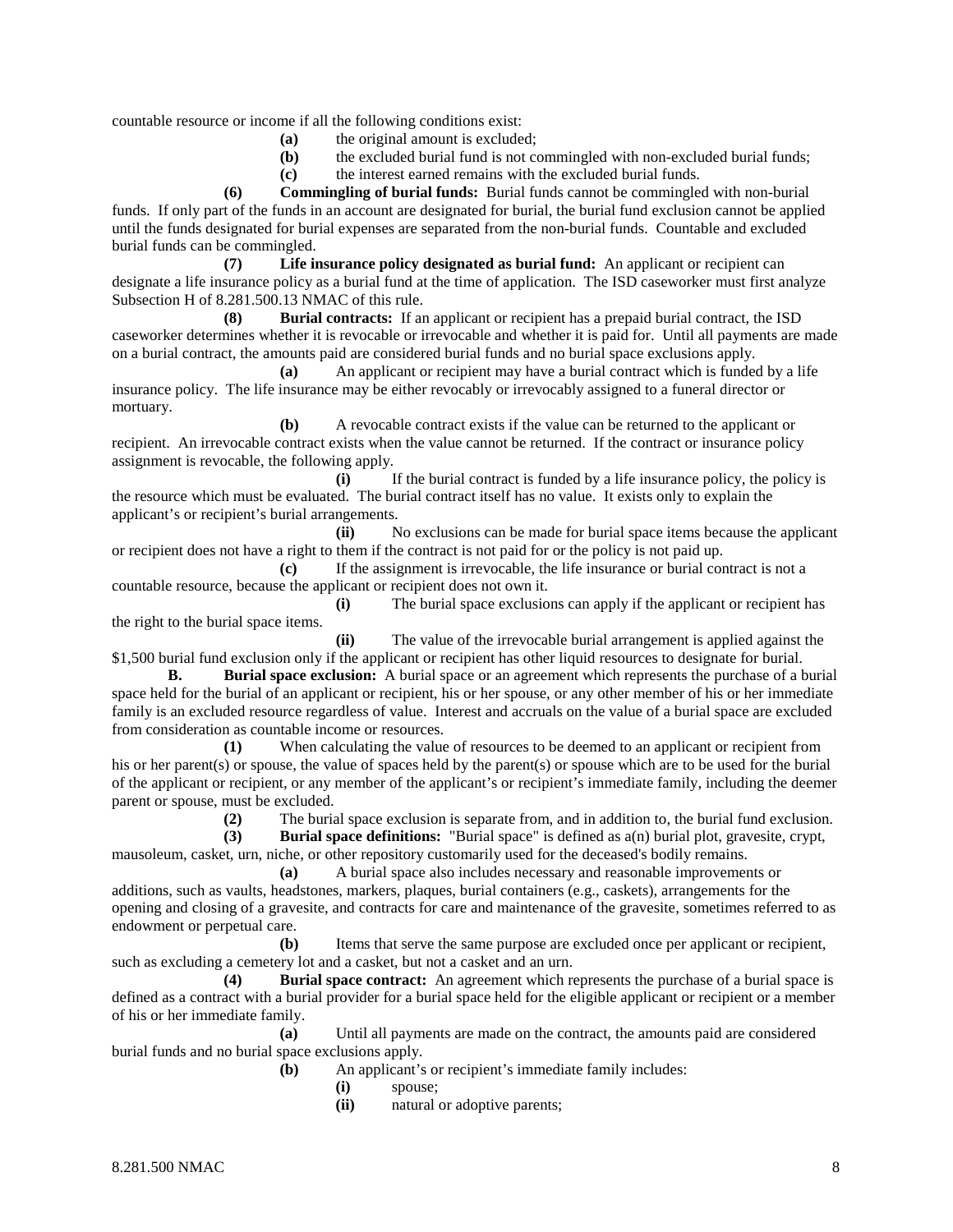countable resource or income if all the following conditions exist:

**(a)** the original amount is excluded;

**(b)** the excluded burial fund is not commingled with non-excluded burial funds;

**(c)** the interest earned remains with the excluded burial funds.

**(6) Commingling of burial funds:** Burial funds cannot be commingled with non-burial funds. If only part of the funds in an account are designated for burial, the burial fund exclusion cannot be applied until the funds designated for burial expenses are separated from the non-burial funds. Countable and excluded burial funds can be commingled.

**(7) Life insurance policy designated as burial fund:** An applicant or recipient can designate a life insurance policy as a burial fund at the time of application. The ISD caseworker must first analyze Subsection H of 8.281.500.13 NMAC of this rule.

**(8) Burial contracts:** If an applicant or recipient has a prepaid burial contract, the ISD caseworker determines whether it is revocable or irrevocable and whether it is paid for. Until all payments are made on a burial contract, the amounts paid are considered burial funds and no burial space exclusions apply.

**(a)** An applicant or recipient may have a burial contract which is funded by a life insurance policy. The life insurance may be either revocably or irrevocably assigned to a funeral director or mortuary.

**(b)** A revocable contract exists if the value can be returned to the applicant or recipient. An irrevocable contract exists when the value cannot be returned. If the contract or insurance policy assignment is revocable, the following apply.

**(i)** If the burial contract is funded by a life insurance policy, the policy is the resource which must be evaluated. The burial contract itself has no value. It exists only to explain the applicant's or recipient's burial arrangements.

**(ii)** No exclusions can be made for burial space items because the applicant or recipient does not have a right to them if the contract is not paid for or the policy is not paid up.

**(c)** If the assignment is irrevocable, the life insurance or burial contract is not a countable resource, because the applicant or recipient does not own it.

**(i)** The burial space exclusions can apply if the applicant or recipient has the right to the burial space items.

**(ii)** The value of the irrevocable burial arrangement is applied against the $1,500 burial fund exclusion only if the applicant or recipient has other liquid resources to designate for burial.

**B. Burial space exclusion:** A burial space or an agreement which represents the purchase of a burial space held for the burial of an applicant or recipient, his or her spouse, or any other member of his or her immediate family is an excluded resource regardless of value. Interest and accruals on the value of a burial space are excluded from consideration as countable income or resources.

**(1)** When calculating the value of resources to be deemed to an applicant or recipient from his or her parent(s) or spouse, the value of spaces held by the parent(s) or spouse which are to be used for the burial of the applicant or recipient, or any member of the applicant's or recipient's immediate family, including the deemer parent or spouse, must be excluded.

**(2)** The burial space exclusion is separate from, and in addition to, the burial fund exclusion.

**(3) Burial space definitions:** "Burial space" is defined as a(n) burial plot, gravesite, crypt, mausoleum, casket, urn, niche, or other repository customarily used for the deceased's bodily remains.

**(a)** A burial space also includes necessary and reasonable improvements or additions, such as vaults, headstones, markers, plaques, burial containers (e.g., caskets), arrangements for the opening and closing of a gravesite, and contracts for care and maintenance of the gravesite, sometimes referred to as endowment or perpetual care.

**(b)** Items that serve the same purpose are excluded once per applicant or recipient, such as excluding a cemetery lot and a casket, but not a casket and an urn.

**(4) Burial space contract:** An agreement which represents the purchase of a burial space is defined as a contract with a burial provider for a burial space held for the eligible applicant or recipient or a member of his or her immediate family.

**(a)** Until all payments are made on the contract, the amounts paid are considered burial funds and no burial space exclusions apply.

**(b)** An applicant's or recipient's immediate family includes:

**(i)** spouse;

**(ii)** natural or adoptive parents;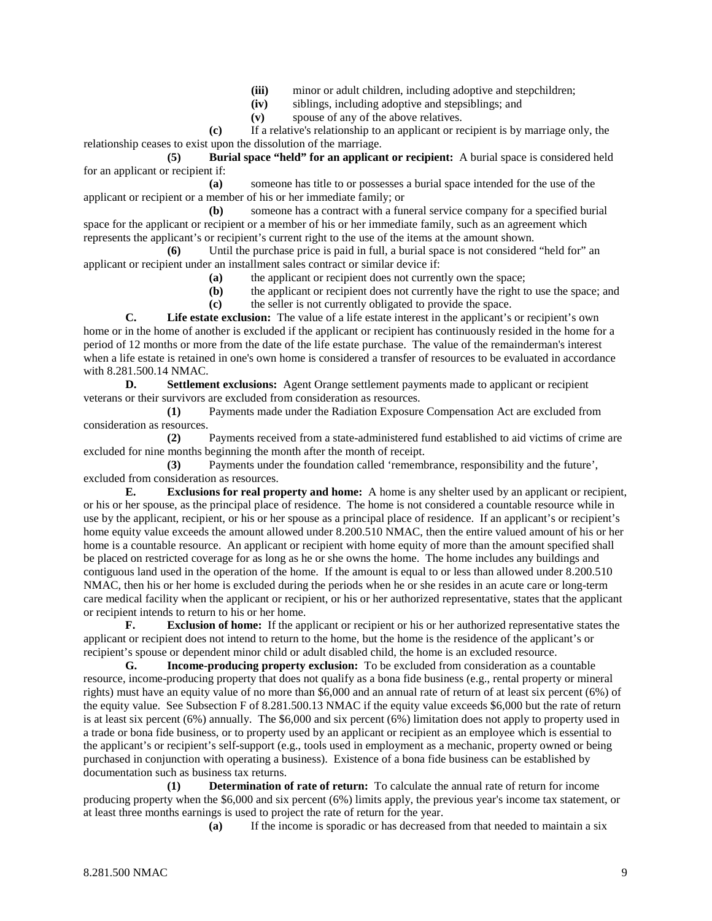**(iii)** minor or adult children, including adoptive and stepchildren;

**(iv)** siblings, including adoptive and stepsiblings; and

**(v)** spouse of any of the above relatives.

**(c)** If a relative's relationship to an applicant or recipient is by marriage only, the relationship ceases to exist upon the dissolution of the marriage.

**(5) Burial space "held" for an applicant or recipient:** A burial space is considered held for an applicant or recipient if:

**(a)** someone has title to or possesses a burial space intended for the use of the applicant or recipient or a member of his or her immediate family; or

**(b)** someone has a contract with a funeral service company for a specified burial space for the applicant or recipient or a member of his or her immediate family, such as an agreement which represents the applicant's or recipient's current right to the use of the items at the amount shown.

**(6)** Until the purchase price is paid in full, a burial space is not considered "held for" an applicant or recipient under an installment sales contract or similar device if:

**(a)** the applicant or recipient does not currently own the space;

**(b)** the applicant or recipient does not currently have the right to use the space; and

**(c)** the seller is not currently obligated to provide the space.

**C. Life estate exclusion:** The value of a life estate interest in the applicant's or recipient's own home or in the home of another is excluded if the applicant or recipient has continuously resided in the home for a period of 12 months or more from the date of the life estate purchase. The value of the remainderman's interest when a life estate is retained in one's own home is considered a transfer of resources to be evaluated in accordance with 8.281.500.14 NMAC.

**D. Settlement exclusions:** Agent Orange settlement payments made to applicant or recipient veterans or their survivors are excluded from consideration as resources.

**(1)** Payments made under the Radiation Exposure Compensation Act are excluded from consideration as resources.

**(2)** Payments received from a state-administered fund established to aid victims of crime are excluded for nine months beginning the month after the month of receipt.

**(3)** Payments under the foundation called 'remembrance, responsibility and the future', excluded from consideration as resources.

**E. Exclusions for real property and home:** A home is any shelter used by an applicant or recipient, or his or her spouse, as the principal place of residence. The home is not considered a countable resource while in use by the applicant, recipient, or his or her spouse as a principal place of residence. If an applicant's or recipient's home equity value exceeds the amount allowed under 8.200.510 NMAC, then the entire valued amount of his or her home is a countable resource. An applicant or recipient with home equity of more than the amount specified shall be placed on restricted coverage for as long as he or she owns the home. The home includes any buildings and contiguous land used in the operation of the home. If the amount is equal to or less than allowed under 8.200.510 NMAC, then his or her home is excluded during the periods when he or she resides in an acute care or long-term care medical facility when the applicant or recipient, or his or her authorized representative, states that the applicant or recipient intends to return to his or her home.

**F. Exclusion of home:** If the applicant or recipient or his or her authorized representative states the applicant or recipient does not intend to return to the home, but the home is the residence of the applicant's or recipient's spouse or dependent minor child or adult disabled child, the home is an excluded resource.

**G. Income-producing property exclusion:** To be excluded from consideration as a countable resource, income-producing property that does not qualify as a bona fide business (e.g., rental property or mineral rights) must have an equity value of no more than $6,000 and an annual rate of return of at least six percent (6%) of the equity value. See Subsection F of 8.281.500.13 NMAC if the equity value exceeds $6,000 but the rate of return is at least six percent (6%) annually. The $6,000 and six percent (6%) limitation does not apply to property used in a trade or bona fide business, or to property used by an applicant or recipient as an employee which is essential to the applicant's or recipient's self-support (e.g., tools used in employment as a mechanic, property owned or being purchased in conjunction with operating a business). Existence of a bona fide business can be established by documentation such as business tax returns.

**(1) Determination of rate of return:** To calculate the annual rate of return for income producing property when the $6,000 and six percent (6%) limits apply, the previous year's income tax statement, or at least three months earnings is used to project the rate of return for the year.

**(a)** If the income is sporadic or has decreased from that needed to maintain a six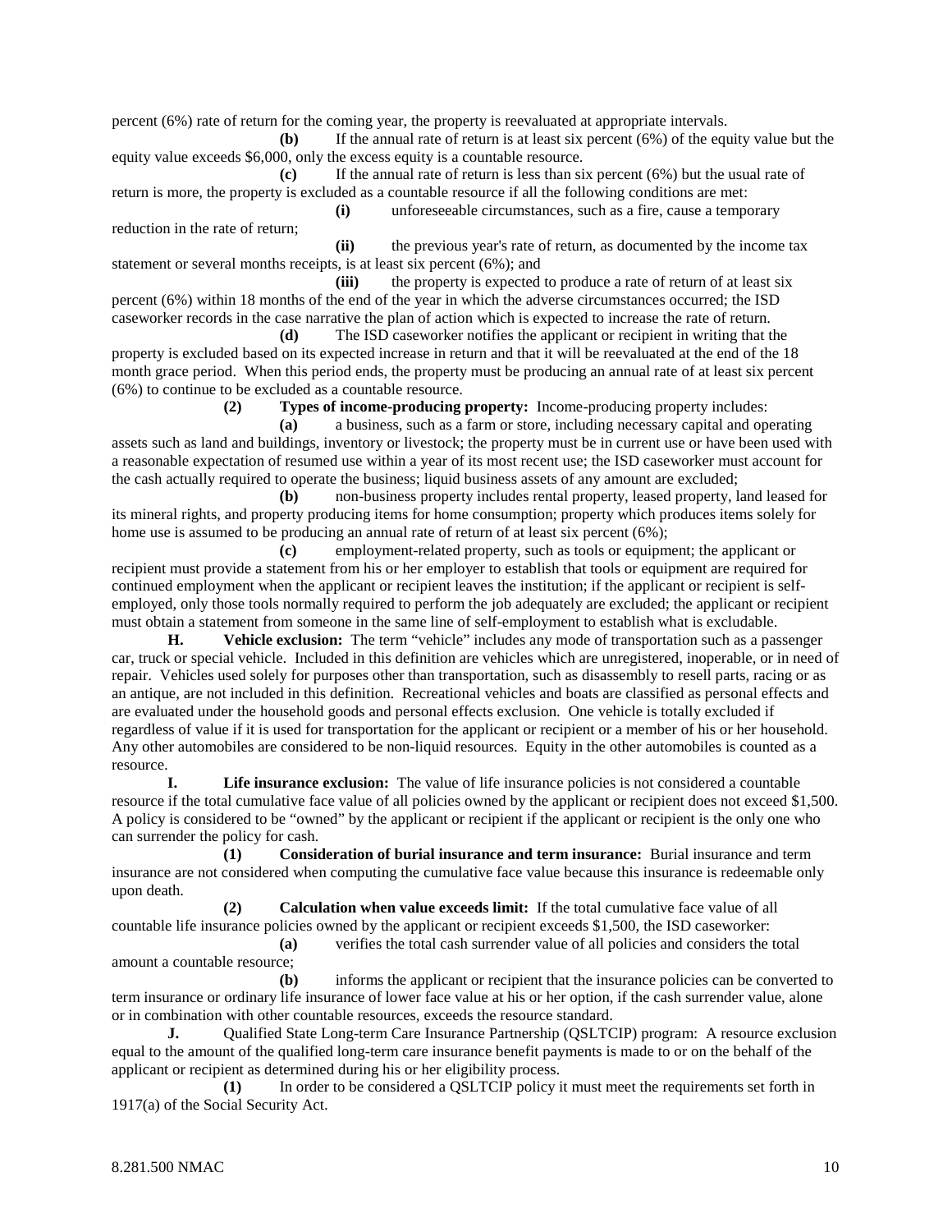percent (6%) rate of return for the coming year, the property is reevaluated at appropriate intervals.

**(b)** If the annual rate of return is at least six percent (6%) of the equity value but the equity value exceeds $6,000, only the excess equity is a countable resource.

**(c)** If the annual rate of return is less than six percent (6%) but the usual rate of return is more, the property is excluded as a countable resource if all the following conditions are met:

**(i)** unforeseeable circumstances, such as a fire, cause a temporary reduction in the rate of return;

**(ii)** the previous year's rate of return, as documented by the income tax statement or several months receipts, is at least six percent (6%); and

**(iii)** the property is expected to produce a rate of return of at least six percent (6%) within 18 months of the end of the year in which the adverse circumstances occurred; the ISD caseworker records in the case narrative the plan of action which is expected to increase the rate of return.

**(d)** The ISD caseworker notifies the applicant or recipient in writing that the property is excluded based on its expected increase in return and that it will be reevaluated at the end of the 18 month grace period. When this period ends, the property must be producing an annual rate of at least six percent (6%) to continue to be excluded as a countable resource.

**(2) Types of income-producing property:** Income-producing property includes:

**(a)** a business, such as a farm or store, including necessary capital and operating assets such as land and buildings, inventory or livestock; the property must be in current use or have been used with a reasonable expectation of resumed use within a year of its most recent use; the ISD caseworker must account for the cash actually required to operate the business; liquid business assets of any amount are excluded;

**(b)** non-business property includes rental property, leased property, land leased for its mineral rights, and property producing items for home consumption; property which produces items solely for home use is assumed to be producing an annual rate of return of at least six percent (6%);

**(c)** employment-related property, such as tools or equipment; the applicant or recipient must provide a statement from his or her employer to establish that tools or equipment are required for continued employment when the applicant or recipient leaves the institution; if the applicant or recipient is self-employed, only those tools normally required to perform the job adequately are excluded; the applicant or recipient must obtain a statement from someone in the same line of self-employment to establish what is excludable.

**H. Vehicle exclusion:** The term "vehicle" includes any mode of transportation such as a passenger car, truck or special vehicle. Included in this definition are vehicles which are unregistered, inoperable, or in need of repair. Vehicles used solely for purposes other than transportation, such as disassembly to resell parts, racing or as an antique, are not included in this definition. Recreational vehicles and boats are classified as personal effects and are evaluated under the household goods and personal effects exclusion. One vehicle is totally excluded if regardless of value if it is used for transportation for the applicant or recipient or a member of his or her household. Any other automobiles are considered to be non-liquid resources. Equity in the other automobiles is counted as a resource.

**I. Life insurance exclusion:** The value of life insurance policies is not considered a countable resource if the total cumulative face value of all policies owned by the applicant or recipient does not exceed $1,500. A policy is considered to be "owned" by the applicant or recipient if the applicant or recipient is the only one who can surrender the policy for cash.

**(1) Consideration of burial insurance and term insurance:** Burial insurance and term insurance are not considered when computing the cumulative face value because this insurance is redeemable only upon death.

**(2) Calculation when value exceeds limit:** If the total cumulative face value of all countable life insurance policies owned by the applicant or recipient exceeds $1,500, the ISD caseworker:

**(a)** verifies the total cash surrender value of all policies and considers the total amount a countable resource;

**(b)** informs the applicant or recipient that the insurance policies can be converted to term insurance or ordinary life insurance of lower face value at his or her option, if the cash surrender value, alone or in combination with other countable resources, exceeds the resource standard.

**J.** Qualified State Long-term Care Insurance Partnership (QSLTCIP) program: A resource exclusion equal to the amount of the qualified long-term care insurance benefit payments is made to or on the behalf of the applicant or recipient as determined during his or her eligibility process.

**(1)** In order to be considered a QSLTCIP policy it must meet the requirements set forth in 1917(a) of the Social Security Act.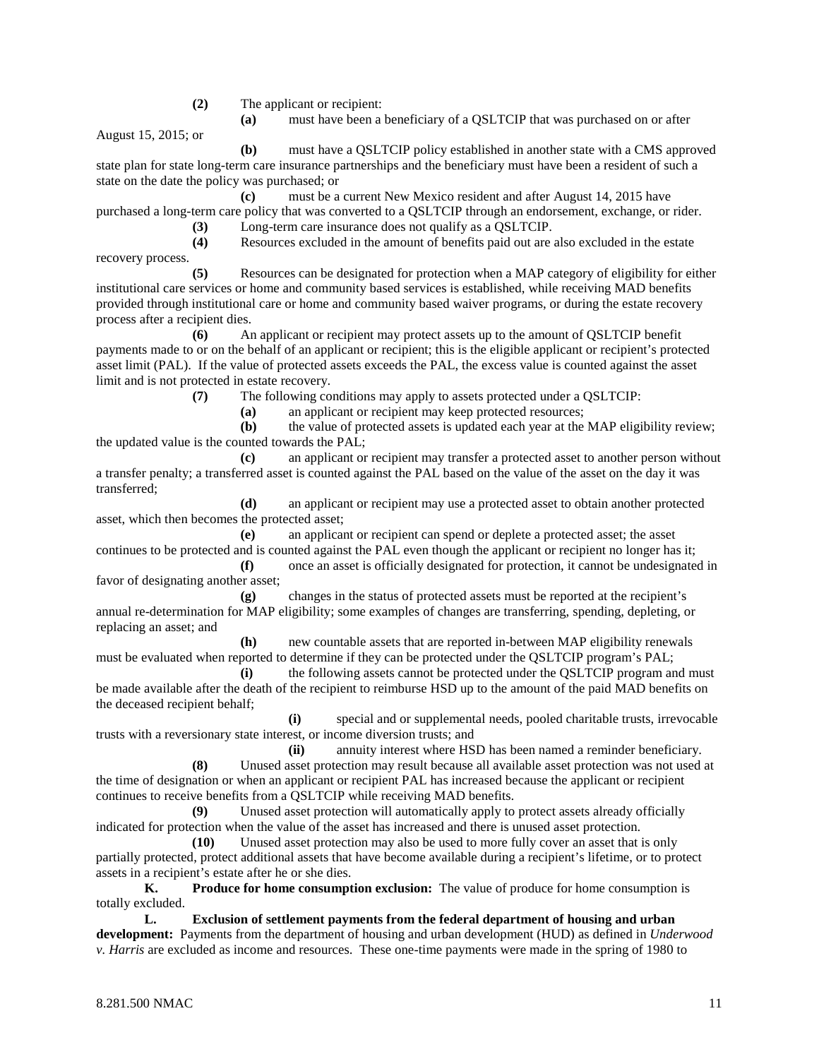**(2)** The applicant or recipient:

**(a)** must have been a beneficiary of a QSLTCIP that was purchased on or after August 15, 2015; or

**(b)** must have a QSLTCIP policy established in another state with a CMS approved state plan for state long-term care insurance partnerships and the beneficiary must have been a resident of such a state on the date the policy was purchased; or

**(c)** must be a current New Mexico resident and after August 14, 2015 have purchased a long-term care policy that was converted to a QSLTCIP through an endorsement, exchange, or rider.

**(3)** Long-term care insurance does not qualify as a QSLTCIP.

**(4)** Resources excluded in the amount of benefits paid out are also excluded in the estate recovery process.

**(5)** Resources can be designated for protection when a MAP category of eligibility for either institutional care services or home and community based services is established, while receiving MAD benefits provided through institutional care or home and community based waiver programs, or during the estate recovery process after a recipient dies.

**(6)** An applicant or recipient may protect assets up to the amount of QSLTCIP benefit payments made to or on the behalf of an applicant or recipient; this is the eligible applicant or recipient's protected asset limit (PAL). If the value of protected assets exceeds the PAL, the excess value is counted against the asset limit and is not protected in estate recovery.

**(7)** The following conditions may apply to assets protected under a QSLTCIP:

**(a)** an applicant or recipient may keep protected resources;

**(b)** the value of protected assets is updated each year at the MAP eligibility review; the updated value is the counted towards the PAL;

**(c)** an applicant or recipient may transfer a protected asset to another person without a transfer penalty; a transferred asset is counted against the PAL based on the value of the asset on the day it was transferred;

**(d)** an applicant or recipient may use a protected asset to obtain another protected asset, which then becomes the protected asset;

**(e)** an applicant or recipient can spend or deplete a protected asset; the asset continues to be protected and is counted against the PAL even though the applicant or recipient no longer has it;

**(f)** once an asset is officially designated for protection, it cannot be undesignated in favor of designating another asset;

**(g)** changes in the status of protected assets must be reported at the recipient's annual re-determination for MAP eligibility; some examples of changes are transferring, spending, depleting, or replacing an asset; and

**(h)** new countable assets that are reported in-between MAP eligibility renewals must be evaluated when reported to determine if they can be protected under the QSLTCIP program's PAL;

**(i)** the following assets cannot be protected under the QSLTCIP program and must be made available after the death of the recipient to reimburse HSD up to the amount of the paid MAD benefits on the deceased recipient behalf;

**(i)** special and or supplemental needs, pooled charitable trusts, irrevocable trusts with a reversionary state interest, or income diversion trusts; and

**(ii)** annuity interest where HSD has been named a reminder beneficiary.

**(8)** Unused asset protection may result because all available asset protection was not used at the time of designation or when an applicant or recipient PAL has increased because the applicant or recipient continues to receive benefits from a QSLTCIP while receiving MAD benefits.

**(9)** Unused asset protection will automatically apply to protect assets already officially indicated for protection when the value of the asset has increased and there is unused asset protection.

**(10)** Unused asset protection may also be used to more fully cover an asset that is only partially protected, protect additional assets that have become available during a recipient's lifetime, or to protect assets in a recipient's estate after he or she dies.

**K. Produce for home consumption exclusion:** The value of produce for home consumption is totally excluded.

**L. Exclusion of settlement payments from the federal department of housing and urban development:** Payments from the department of housing and urban development (HUD) as defined in *Underwood v. Harris* are excluded as income and resources. These one-time payments were made in the spring of 1980 to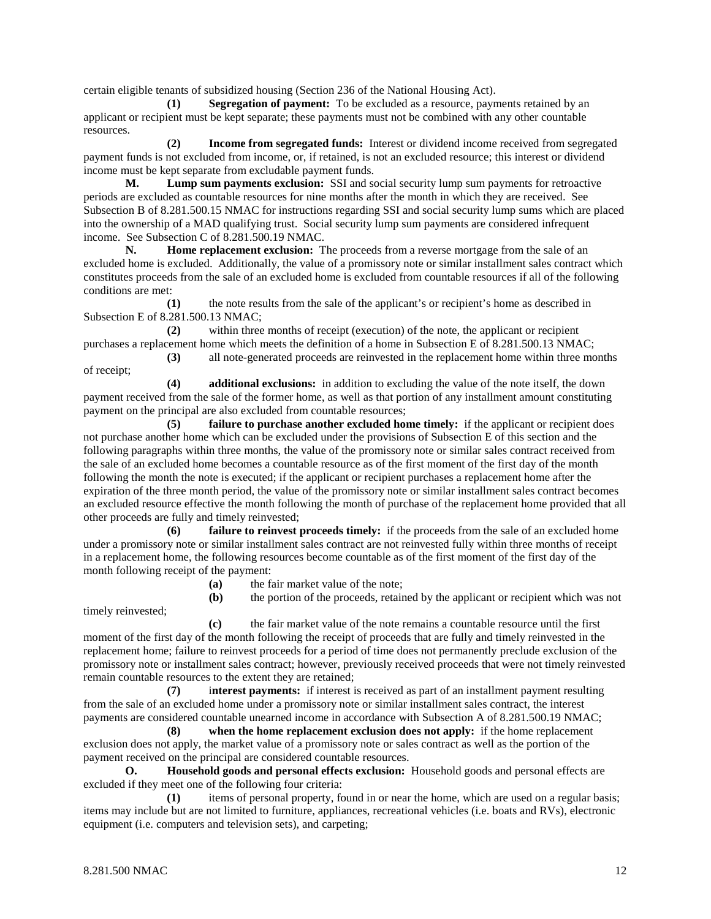certain eligible tenants of subsidized housing (Section 236 of the National Housing Act).

**(1) Segregation of payment:** To be excluded as a resource, payments retained by an applicant or recipient must be kept separate; these payments must not be combined with any other countable resources.

**(2) Income from segregated funds:** Interest or dividend income received from segregated payment funds is not excluded from income, or, if retained, is not an excluded resource; this interest or dividend income must be kept separate from excludable payment funds.

**M. Lump sum payments exclusion:** SSI and social security lump sum payments for retroactive periods are excluded as countable resources for nine months after the month in which they are received. See Subsection B of 8.281.500.15 NMAC for instructions regarding SSI and social security lump sums which are placed into the ownership of a MAD qualifying trust. Social security lump sum payments are considered infrequent income. See Subsection C of 8.281.500.19 NMAC.

**N. Home replacement exclusion:** The proceeds from a reverse mortgage from the sale of an excluded home is excluded. Additionally, the value of a promissory note or similar installment sales contract which constitutes proceeds from the sale of an excluded home is excluded from countable resources if all of the following conditions are met:

**(1)** the note results from the sale of the applicant's or recipient's home as described in Subsection E of 8.281.500.13 NMAC;

**(2)** within three months of receipt (execution) of the note, the applicant or recipient purchases a replacement home which meets the definition of a home in Subsection E of 8.281.500.13 NMAC;

**(3)** all note-generated proceeds are reinvested in the replacement home within three months of receipt;

**(4) additional exclusions:** in addition to excluding the value of the note itself, the down payment received from the sale of the former home, as well as that portion of any installment amount constituting payment on the principal are also excluded from countable resources;

**(5) failure to purchase another excluded home timely:** if the applicant or recipient does not purchase another home which can be excluded under the provisions of Subsection E of this section and the following paragraphs within three months, the value of the promissory note or similar sales contract received from the sale of an excluded home becomes a countable resource as of the first moment of the first day of the month following the month the note is executed; if the applicant or recipient purchases a replacement home after the expiration of the three month period, the value of the promissory note or similar installment sales contract becomes an excluded resource effective the month following the month of purchase of the replacement home provided that all other proceeds are fully and timely reinvested;

**(6) failure to reinvest proceeds timely:** if the proceeds from the sale of an excluded home under a promissory note or similar installment sales contract are not reinvested fully within three months of receipt in a replacement home, the following resources become countable as of the first moment of the first day of the month following receipt of the payment:

**(a)** the fair market value of the note;

**(b)** the portion of the proceeds, retained by the applicant or recipient which was not timely reinvested;

**(c)** the fair market value of the note remains a countable resource until the first moment of the first day of the month following the receipt of proceeds that are fully and timely reinvested in the replacement home; failure to reinvest proceeds for a period of time does not permanently preclude exclusion of the promissory note or installment sales contract; however, previously received proceeds that were not timely reinvested remain countable resources to the extent they are retained;

**(7) interest payments:** if interest is received as part of an installment payment resulting from the sale of an excluded home under a promissory note or similar installment sales contract, the interest payments are considered countable unearned income in accordance with Subsection A of 8.281.500.19 NMAC;

**(8) when the home replacement exclusion does not apply:** if the home replacement exclusion does not apply, the market value of a promissory note or sales contract as well as the portion of the payment received on the principal are considered countable resources.

**O. Household goods and personal effects exclusion:** Household goods and personal effects are excluded if they meet one of the following four criteria:

**(1)** items of personal property, found in or near the home, which are used on a regular basis; items may include but are not limited to furniture, appliances, recreational vehicles (i.e. boats and RVs), electronic equipment (i.e. computers and television sets), and carpeting;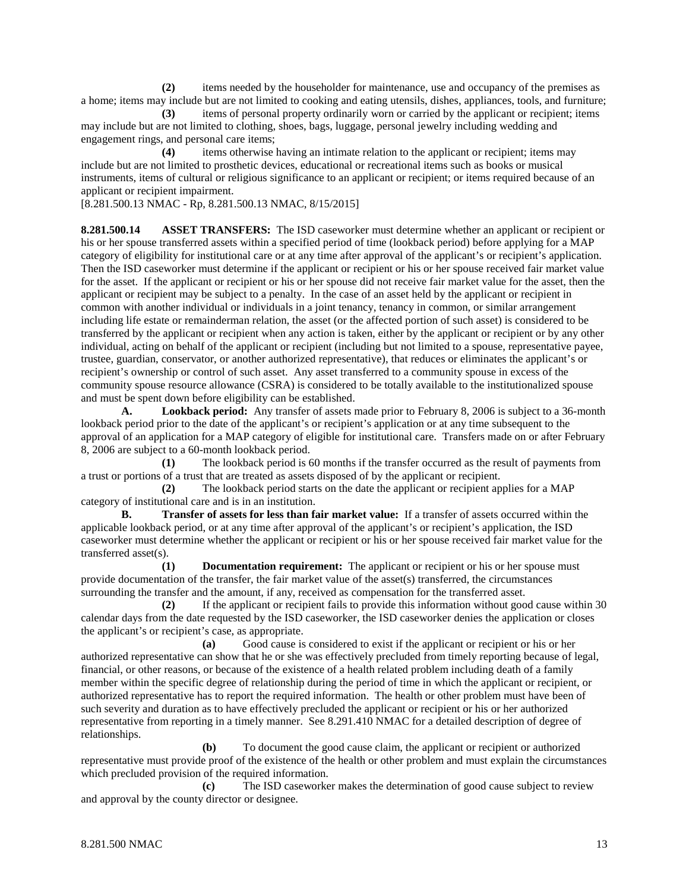**(2)** items needed by the householder for maintenance, use and occupancy of the premises as a home; items may include but are not limited to cooking and eating utensils, dishes, appliances, tools, and furniture;

**(3)** items of personal property ordinarily worn or carried by the applicant or recipient; items may include but are not limited to clothing, shoes, bags, luggage, personal jewelry including wedding and engagement rings, and personal care items;

**(4)** items otherwise having an intimate relation to the applicant or recipient; items may include but are not limited to prosthetic devices, educational or recreational items such as books or musical instruments, items of cultural or religious significance to an applicant or recipient; or items required because of an applicant or recipient impairment.

[8.281.500.13 NMAC - Rp, 8.281.500.13 NMAC, 8/15/2015]

**8.281.500.14 ASSET TRANSFERS:** The ISD caseworker must determine whether an applicant or recipient or his or her spouse transferred assets within a specified period of time (lookback period) before applying for a MAP category of eligibility for institutional care or at any time after approval of the applicant's or recipient's application. Then the ISD caseworker must determine if the applicant or recipient or his or her spouse received fair market value for the asset. If the applicant or recipient or his or her spouse did not receive fair market value for the asset, then the applicant or recipient may be subject to a penalty. In the case of an asset held by the applicant or recipient in common with another individual or individuals in a joint tenancy, tenancy in common, or similar arrangement including life estate or remainderman relation, the asset (or the affected portion of such asset) is considered to be transferred by the applicant or recipient when any action is taken, either by the applicant or recipient or by any other individual, acting on behalf of the applicant or recipient (including but not limited to a spouse, representative payee, trustee, guardian, conservator, or another authorized representative), that reduces or eliminates the applicant's or recipient's ownership or control of such asset. Any asset transferred to a community spouse in excess of the community spouse resource allowance (CSRA) is considered to be totally available to the institutionalized spouse and must be spent down before eligibility can be established.

**A. Lookback period:** Any transfer of assets made prior to February 8, 2006 is subject to a 36-month lookback period prior to the date of the applicant's or recipient's application or at any time subsequent to the approval of an application for a MAP category of eligible for institutional care. Transfers made on or after February 8, 2006 are subject to a 60-month lookback period.

**(1)** The lookback period is 60 months if the transfer occurred as the result of payments from a trust or portions of a trust that are treated as assets disposed of by the applicant or recipient.

**(2)** The lookback period starts on the date the applicant or recipient applies for a MAP category of institutional care and is in an institution.

**B. Transfer of assets for less than fair market value:** If a transfer of assets occurred within the applicable lookback period, or at any time after approval of the applicant's or recipient's application, the ISD caseworker must determine whether the applicant or recipient or his or her spouse received fair market value for the transferred asset(s).

**(1) Documentation requirement:** The applicant or recipient or his or her spouse must provide documentation of the transfer, the fair market value of the asset(s) transferred, the circumstances surrounding the transfer and the amount, if any, received as compensation for the transferred asset.

**(2)** If the applicant or recipient fails to provide this information without good cause within 30 calendar days from the date requested by the ISD caseworker, the ISD caseworker denies the application or closes the applicant's or recipient's case, as appropriate.

**(a)** Good cause is considered to exist if the applicant or recipient or his or her authorized representative can show that he or she was effectively precluded from timely reporting because of legal, financial, or other reasons, or because of the existence of a health related problem including death of a family member within the specific degree of relationship during the period of time in which the applicant or recipient, or authorized representative has to report the required information. The health or other problem must have been of such severity and duration as to have effectively precluded the applicant or recipient or his or her authorized representative from reporting in a timely manner. See 8.291.410 NMAC for a detailed description of degree of relationships.

**(b)** To document the good cause claim, the applicant or recipient or authorized representative must provide proof of the existence of the health or other problem and must explain the circumstances which precluded provision of the required information.

**(c)** The ISD caseworker makes the determination of good cause subject to review and approval by the county director or designee.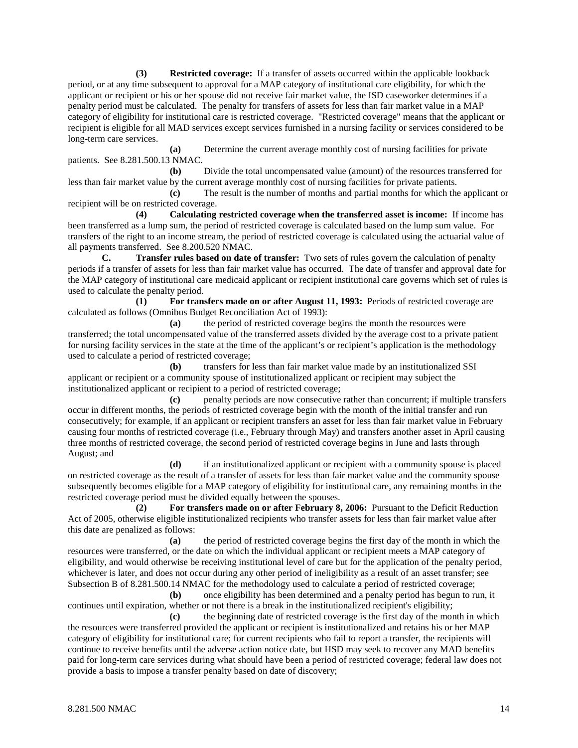**(3) Restricted coverage:** If a transfer of assets occurred within the applicable lookback period, or at any time subsequent to approval for a MAP category of institutional care eligibility, for which the applicant or recipient or his or her spouse did not receive fair market value, the ISD caseworker determines if a penalty period must be calculated. The penalty for transfers of assets for less than fair market value in a MAP category of eligibility for institutional care is restricted coverage. "Restricted coverage" means that the applicant or recipient is eligible for all MAD services except services furnished in a nursing facility or services considered to be long-term care services.

**(a)** Determine the current average monthly cost of nursing facilities for private patients. See 8.281.500.13 NMAC.

**(b)** Divide the total uncompensated value (amount) of the resources transferred for less than fair market value by the current average monthly cost of nursing facilities for private patients.

**(c)** The result is the number of months and partial months for which the applicant or recipient will be on restricted coverage.

**(4) Calculating restricted coverage when the transferred asset is income:** If income has been transferred as a lump sum, the period of restricted coverage is calculated based on the lump sum value. For transfers of the right to an income stream, the period of restricted coverage is calculated using the actuarial value of all payments transferred. See 8.200.520 NMAC.

**C. Transfer rules based on date of transfer:** Two sets of rules govern the calculation of penalty periods if a transfer of assets for less than fair market value has occurred. The date of transfer and approval date for the MAP category of institutional care medicaid applicant or recipient institutional care governs which set of rules is used to calculate the penalty period.

**(1) For transfers made on or after August 11, 1993:** Periods of restricted coverage are calculated as follows (Omnibus Budget Reconciliation Act of 1993):

**(a)** the period of restricted coverage begins the month the resources were transferred; the total uncompensated value of the transferred assets divided by the average cost to a private patient for nursing facility services in the state at the time of the applicant's or recipient's application is the methodology used to calculate a period of restricted coverage;

**(b)** transfers for less than fair market value made by an institutionalized SSI applicant or recipient or a community spouse of institutionalized applicant or recipient may subject the institutionalized applicant or recipient to a period of restricted coverage;

**(c)** penalty periods are now consecutive rather than concurrent; if multiple transfers occur in different months, the periods of restricted coverage begin with the month of the initial transfer and run consecutively; for example, if an applicant or recipient transfers an asset for less than fair market value in February causing four months of restricted coverage (i.e., February through May) and transfers another asset in April causing three months of restricted coverage, the second period of restricted coverage begins in June and lasts through August; and

**(d)** if an institutionalized applicant or recipient with a community spouse is placed on restricted coverage as the result of a transfer of assets for less than fair market value and the community spouse subsequently becomes eligible for a MAP category of eligibility for institutional care, any remaining months in the restricted coverage period must be divided equally between the spouses.

**(2) For transfers made on or after February 8, 2006:** Pursuant to the Deficit Reduction Act of 2005, otherwise eligible institutionalized recipients who transfer assets for less than fair market value after this date are penalized as follows:

**(a)** the period of restricted coverage begins the first day of the month in which the resources were transferred, or the date on which the individual applicant or recipient meets a MAP category of eligibility, and would otherwise be receiving institutional level of care but for the application of the penalty period, whichever is later, and does not occur during any other period of ineligibility as a result of an asset transfer; see Subsection B of 8.281.500.14 NMAC for the methodology used to calculate a period of restricted coverage;

**(b)** once eligibility has been determined and a penalty period has begun to run, it continues until expiration, whether or not there is a break in the institutionalized recipient's eligibility;

**(c)** the beginning date of restricted coverage is the first day of the month in which the resources were transferred provided the applicant or recipient is institutionalized and retains his or her MAP category of eligibility for institutional care; for current recipients who fail to report a transfer, the recipients will continue to receive benefits until the adverse action notice date, but HSD may seek to recover any MAD benefits paid for long-term care services during what should have been a period of restricted coverage; federal law does not provide a basis to impose a transfer penalty based on date of discovery;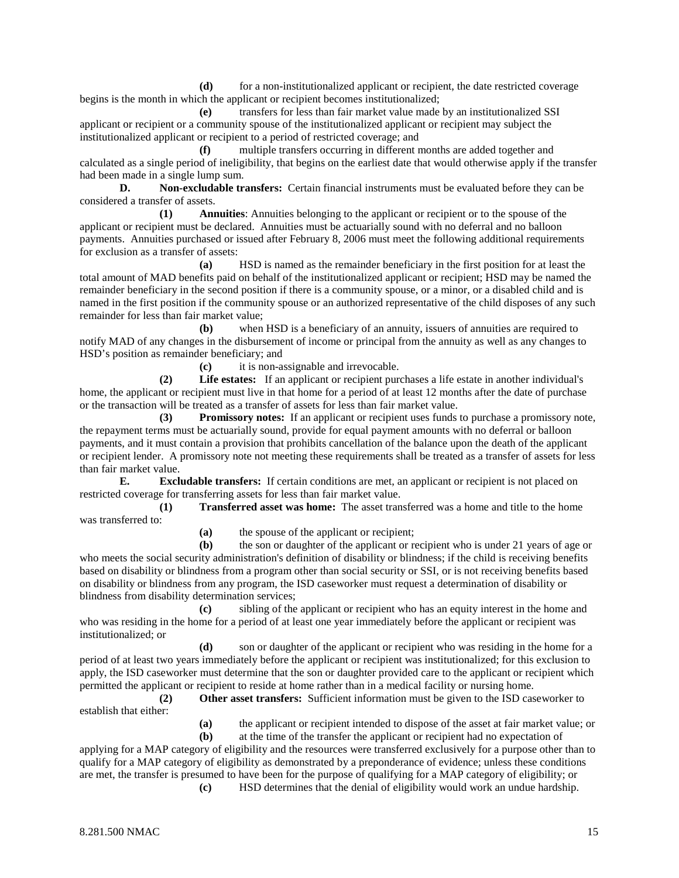**(d)** for a non-institutionalized applicant or recipient, the date restricted coverage begins is the month in which the applicant or recipient becomes institutionalized;

**(e)** transfers for less than fair market value made by an institutionalized SSI applicant or recipient or a community spouse of the institutionalized applicant or recipient may subject the institutionalized applicant or recipient to a period of restricted coverage; and

**(f)** multiple transfers occurring in different months are added together and calculated as a single period of ineligibility, that begins on the earliest date that would otherwise apply if the transfer had been made in a single lump sum.

**D. Non-excludable transfers:** Certain financial instruments must be evaluated before they can be considered a transfer of assets.

**(1) Annuities**: Annuities belonging to the applicant or recipient or to the spouse of the applicant or recipient must be declared. Annuities must be actuarially sound with no deferral and no balloon payments. Annuities purchased or issued after February 8, 2006 must meet the following additional requirements for exclusion as a transfer of assets:

**(a)** HSD is named as the remainder beneficiary in the first position for at least the total amount of MAD benefits paid on behalf of the institutionalized applicant or recipient; HSD may be named the remainder beneficiary in the second position if there is a community spouse, or a minor, or a disabled child and is named in the first position if the community spouse or an authorized representative of the child disposes of any such remainder for less than fair market value;

**(b)** when HSD is a beneficiary of an annuity, issuers of annuities are required to notify MAD of any changes in the disbursement of income or principal from the annuity as well as any changes to HSD's position as remainder beneficiary; and

**(c)** it is non-assignable and irrevocable.

**(2) Life estates:** If an applicant or recipient purchases a life estate in another individual's home, the applicant or recipient must live in that home for a period of at least 12 months after the date of purchase or the transaction will be treated as a transfer of assets for less than fair market value.

**(3) Promissory notes:** If an applicant or recipient uses funds to purchase a promissory note, the repayment terms must be actuarially sound, provide for equal payment amounts with no deferral or balloon payments, and it must contain a provision that prohibits cancellation of the balance upon the death of the applicant or recipient lender. A promissory note not meeting these requirements shall be treated as a transfer of assets for less than fair market value.

**E. Excludable transfers:** If certain conditions are met, an applicant or recipient is not placed on restricted coverage for transferring assets for less than fair market value.

**(1) Transferred asset was home:** The asset transferred was a home and title to the home was transferred to:

**(a)** the spouse of the applicant or recipient;

**(b)** the son or daughter of the applicant or recipient who is under 21 years of age or who meets the social security administration's definition of disability or blindness; if the child is receiving benefits based on disability or blindness from a program other than social security or SSI, or is not receiving benefits based on disability or blindness from any program, the ISD caseworker must request a determination of disability or blindness from disability determination services;

**(c)** sibling of the applicant or recipient who has an equity interest in the home and who was residing in the home for a period of at least one year immediately before the applicant or recipient was institutionalized; or

**(d)** son or daughter of the applicant or recipient who was residing in the home for a period of at least two years immediately before the applicant or recipient was institutionalized; for this exclusion to apply, the ISD caseworker must determine that the son or daughter provided care to the applicant or recipient which permitted the applicant or recipient to reside at home rather than in a medical facility or nursing home.

**(2) Other asset transfers:** Sufficient information must be given to the ISD caseworker to establish that either:

**(a)** the applicant or recipient intended to dispose of the asset at fair market value; or

**(b)** at the time of the transfer the applicant or recipient had no expectation of applying for a MAP category of eligibility and the resources were transferred exclusively for a purpose other than to qualify for a MAP category of eligibility as demonstrated by a preponderance of evidence; unless these conditions are met, the transfer is presumed to have been for the purpose of qualifying for a MAP category of eligibility; or

**(c)** HSD determines that the denial of eligibility would work an undue hardship.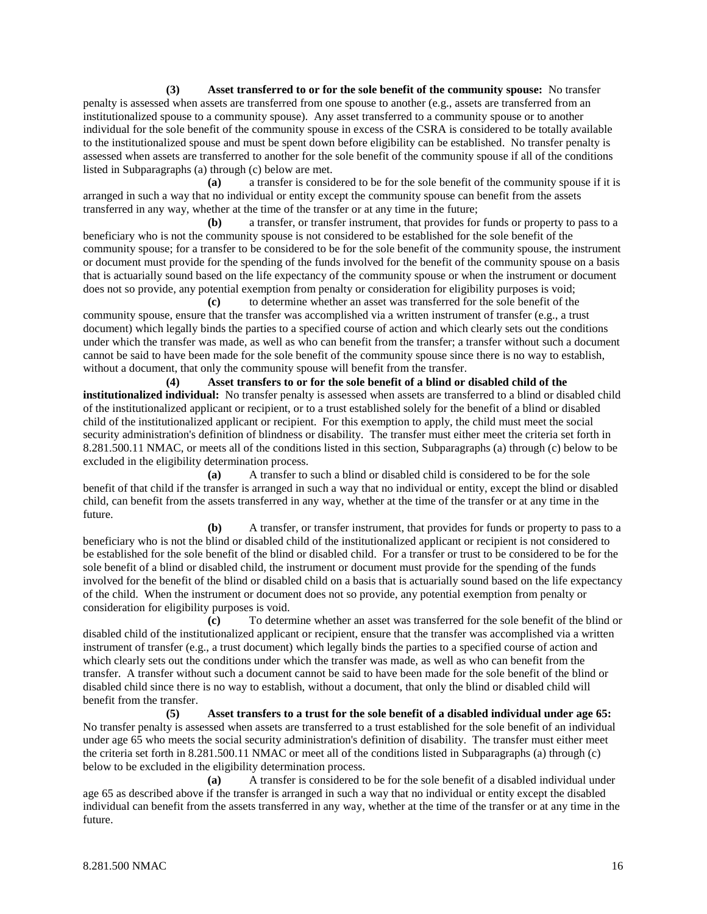**(3) Asset transferred to or for the sole benefit of the community spouse:** No transfer penalty is assessed when assets are transferred from one spouse to another (e.g., assets are transferred from an institutionalized spouse to a community spouse). Any asset transferred to a community spouse or to another individual for the sole benefit of the community spouse in excess of the CSRA is considered to be totally available to the institutionalized spouse and must be spent down before eligibility can be established. No transfer penalty is assessed when assets are transferred to another for the sole benefit of the community spouse if all of the conditions listed in Subparagraphs (a) through (c) below are met.

**(a)** a transfer is considered to be for the sole benefit of the community spouse if it is arranged in such a way that no individual or entity except the community spouse can benefit from the assets transferred in any way, whether at the time of the transfer or at any time in the future;

**(b)** a transfer, or transfer instrument, that provides for funds or property to pass to a beneficiary who is not the community spouse is not considered to be established for the sole benefit of the community spouse; for a transfer to be considered to be for the sole benefit of the community spouse, the instrument or document must provide for the spending of the funds involved for the benefit of the community spouse on a basis that is actuarially sound based on the life expectancy of the community spouse or when the instrument or document does not so provide, any potential exemption from penalty or consideration for eligibility purposes is void;

**(c)** to determine whether an asset was transferred for the sole benefit of the community spouse, ensure that the transfer was accomplished via a written instrument of transfer (e.g., a trust document) which legally binds the parties to a specified course of action and which clearly sets out the conditions under which the transfer was made, as well as who can benefit from the transfer; a transfer without such a document cannot be said to have been made for the sole benefit of the community spouse since there is no way to establish, without a document, that only the community spouse will benefit from the transfer.

**(4) Asset transfers to or for the sole benefit of a blind or disabled child of the institutionalized individual:** No transfer penalty is assessed when assets are transferred to a blind or disabled child of the institutionalized applicant or recipient, or to a trust established solely for the benefit of a blind or disabled child of the institutionalized applicant or recipient. For this exemption to apply, the child must meet the social security administration's definition of blindness or disability. The transfer must either meet the criteria set forth in 8.281.500.11 NMAC, or meets all of the conditions listed in this section, Subparagraphs (a) through (c) below to be excluded in the eligibility determination process.

**(a)** A transfer to such a blind or disabled child is considered to be for the sole benefit of that child if the transfer is arranged in such a way that no individual or entity, except the blind or disabled child, can benefit from the assets transferred in any way, whether at the time of the transfer or at any time in the future.

**(b)** A transfer, or transfer instrument, that provides for funds or property to pass to a beneficiary who is not the blind or disabled child of the institutionalized applicant or recipient is not considered to be established for the sole benefit of the blind or disabled child. For a transfer or trust to be considered to be for the sole benefit of a blind or disabled child, the instrument or document must provide for the spending of the funds involved for the benefit of the blind or disabled child on a basis that is actuarially sound based on the life expectancy of the child. When the instrument or document does not so provide, any potential exemption from penalty or consideration for eligibility purposes is void.

**(c)** To determine whether an asset was transferred for the sole benefit of the blind or disabled child of the institutionalized applicant or recipient, ensure that the transfer was accomplished via a written instrument of transfer (e.g., a trust document) which legally binds the parties to a specified course of action and which clearly sets out the conditions under which the transfer was made, as well as who can benefit from the transfer. A transfer without such a document cannot be said to have been made for the sole benefit of the blind or disabled child since there is no way to establish, without a document, that only the blind or disabled child will benefit from the transfer.

**(5) Asset transfers to a trust for the sole benefit of a disabled individual under age 65:** No transfer penalty is assessed when assets are transferred to a trust established for the sole benefit of an individual under age 65 who meets the social security administration's definition of disability. The transfer must either meet the criteria set forth in 8.281.500.11 NMAC or meet all of the conditions listed in Subparagraphs (a) through (c) below to be excluded in the eligibility determination process.

**(a)** A transfer is considered to be for the sole benefit of a disabled individual under age 65 as described above if the transfer is arranged in such a way that no individual or entity except the disabled individual can benefit from the assets transferred in any way, whether at the time of the transfer or at any time in the future.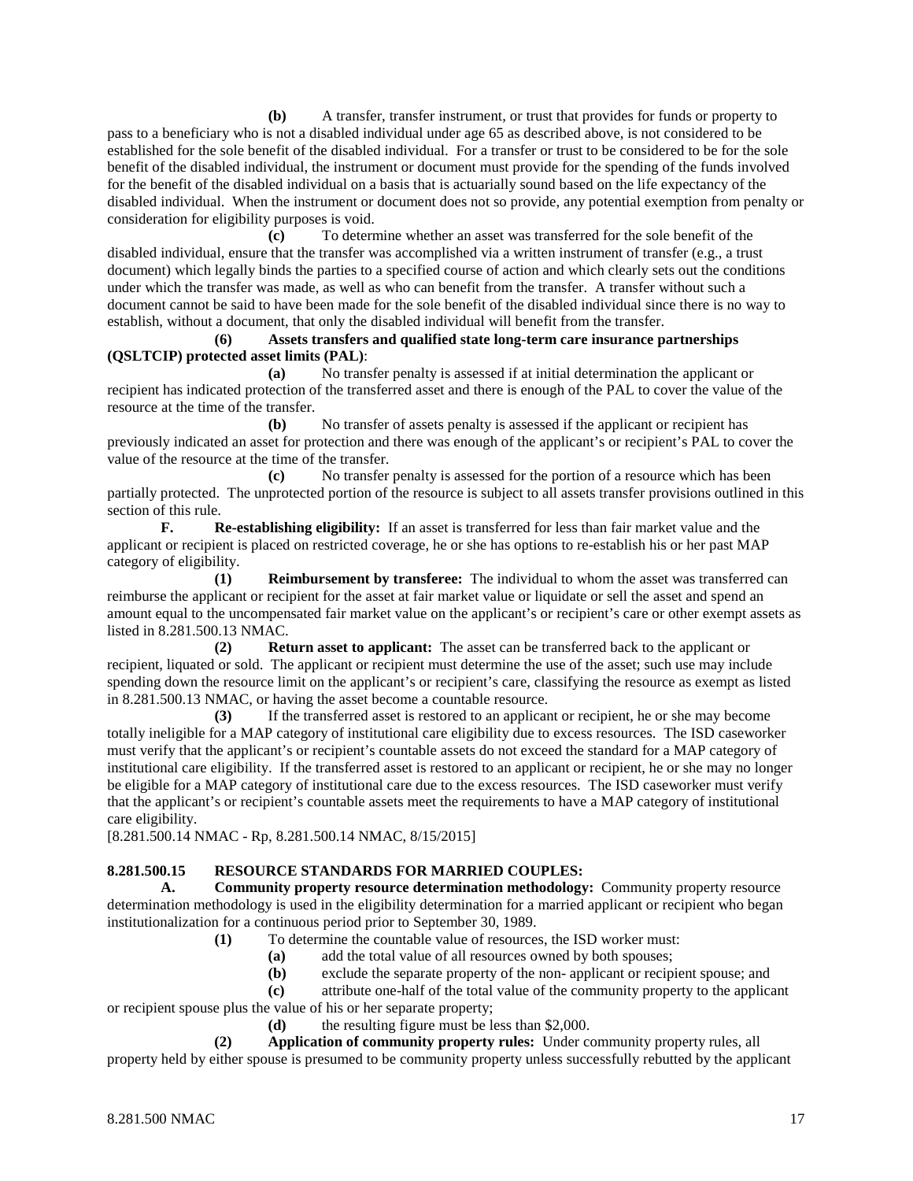**(b)** A transfer, transfer instrument, or trust that provides for funds or property to pass to a beneficiary who is not a disabled individual under age 65 as described above, is not considered to be established for the sole benefit of the disabled individual. For a transfer or trust to be considered to be for the sole benefit of the disabled individual, the instrument or document must provide for the spending of the funds involved for the benefit of the disabled individual on a basis that is actuarially sound based on the life expectancy of the disabled individual. When the instrument or document does not so provide, any potential exemption from penalty or consideration for eligibility purposes is void.

**(c)** To determine whether an asset was transferred for the sole benefit of the disabled individual, ensure that the transfer was accomplished via a written instrument of transfer (e.g., a trust document) which legally binds the parties to a specified course of action and which clearly sets out the conditions under which the transfer was made, as well as who can benefit from the transfer. A transfer without such a document cannot be said to have been made for the sole benefit of the disabled individual since there is no way to establish, without a document, that only the disabled individual will benefit from the transfer.

**(6) Assets transfers and qualified state long-term care insurance partnerships (QSLTCIP) protected asset limits (PAL)**:

**(a)** No transfer penalty is assessed if at initial determination the applicant or recipient has indicated protection of the transferred asset and there is enough of the PAL to cover the value of the resource at the time of the transfer.

**(b)** No transfer of assets penalty is assessed if the applicant or recipient has previously indicated an asset for protection and there was enough of the applicant's or recipient's PAL to cover the value of the resource at the time of the transfer.

**(c)** No transfer penalty is assessed for the portion of a resource which has been partially protected. The unprotected portion of the resource is subject to all assets transfer provisions outlined in this section of this rule.

**F. Re-establishing eligibility:** If an asset is transferred for less than fair market value and the applicant or recipient is placed on restricted coverage, he or she has options to re-establish his or her past MAP category of eligibility.

**(1) Reimbursement by transferee:** The individual to whom the asset was transferred can reimburse the applicant or recipient for the asset at fair market value or liquidate or sell the asset and spend an amount equal to the uncompensated fair market value on the applicant's or recipient's care or other exempt assets as listed in 8.281.500.13 NMAC.

**(2) Return asset to applicant:** The asset can be transferred back to the applicant or recipient, liquated or sold. The applicant or recipient must determine the use of the asset; such use may include spending down the resource limit on the applicant's or recipient's care, classifying the resource as exempt as listed in 8.281.500.13 NMAC, or having the asset become a countable resource.

**(3)** If the transferred asset is restored to an applicant or recipient, he or she may become totally ineligible for a MAP category of institutional care eligibility due to excess resources. The ISD caseworker must verify that the applicant's or recipient's countable assets do not exceed the standard for a MAP category of institutional care eligibility. If the transferred asset is restored to an applicant or recipient, he or she may no longer be eligible for a MAP category of institutional care due to the excess resources. The ISD caseworker must verify that the applicant's or recipient's countable assets meet the requirements to have a MAP category of institutional care eligibility.

[8.281.500.14 NMAC - Rp, 8.281.500.14 NMAC, 8/15/2015]

**8.281.500.15 RESOURCE STANDARDS FOR MARRIED COUPLES:**

**A. Community property resource determination methodology:** Community property resource determination methodology is used in the eligibility determination for a married applicant or recipient who began institutionalization for a continuous period prior to September 30, 1989.

**(1)** To determine the countable value of resources, the ISD worker must:

**(a)** add the total value of all resources owned by both spouses;

**(b)** exclude the separate property of the non- applicant or recipient spouse; and

**(c)** attribute one-half of the total value of the community property to the applicant or recipient spouse plus the value of his or her separate property;

**(d)** the resulting figure must be less than $2,000.

**(2) Application of community property rules:** Under community property rules, all property held by either spouse is presumed to be community property unless successfully rebutted by the applicant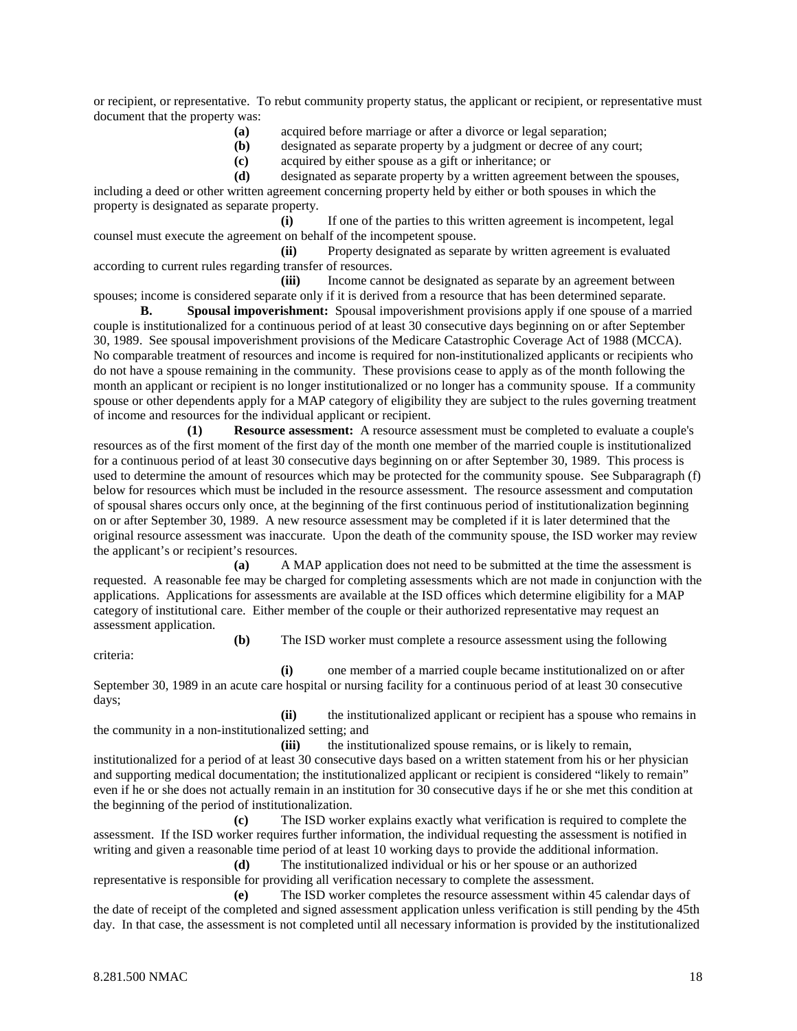or recipient, or representative. To rebut community property status, the applicant or recipient, or representative must document that the property was:

**(a)** acquired before marriage or after a divorce or legal separation;

**(b)** designated as separate property by a judgment or decree of any court;

**(c)** acquired by either spouse as a gift or inheritance; or

**(d)** designated as separate property by a written agreement between the spouses, including a deed or other written agreement concerning property held by either or both spouses in which the property is designated as separate property.

**(i)** If one of the parties to this written agreement is incompetent, legal counsel must execute the agreement on behalf of the incompetent spouse.

**(ii)** Property designated as separate by written agreement is evaluated according to current rules regarding transfer of resources.

**(iii)** Income cannot be designated as separate by an agreement between spouses; income is considered separate only if it is derived from a resource that has been determined separate.

**B. Spousal impoverishment:** Spousal impoverishment provisions apply if one spouse of a married couple is institutionalized for a continuous period of at least 30 consecutive days beginning on or after September 30, 1989. See spousal impoverishment provisions of the Medicare Catastrophic Coverage Act of 1988 (MCCA). No comparable treatment of resources and income is required for non-institutionalized applicants or recipients who do not have a spouse remaining in the community. These provisions cease to apply as of the month following the month an applicant or recipient is no longer institutionalized or no longer has a community spouse. If a community spouse or other dependents apply for a MAP category of eligibility they are subject to the rules governing treatment of income and resources for the individual applicant or recipient.

**(1) Resource assessment:** A resource assessment must be completed to evaluate a couple's resources as of the first moment of the first day of the month one member of the married couple is institutionalized for a continuous period of at least 30 consecutive days beginning on or after September 30, 1989. This process is used to determine the amount of resources which may be protected for the community spouse. See Subparagraph (f) below for resources which must be included in the resource assessment. The resource assessment and computation of spousal shares occurs only once, at the beginning of the first continuous period of institutionalization beginning on or after September 30, 1989. A new resource assessment may be completed if it is later determined that the original resource assessment was inaccurate. Upon the death of the community spouse, the ISD worker may review the applicant's or recipient's resources.

**(a)** A MAP application does not need to be submitted at the time the assessment is requested. A reasonable fee may be charged for completing assessments which are not made in conjunction with the applications. Applications for assessments are available at the ISD offices which determine eligibility for a MAP category of institutional care. Either member of the couple or their authorized representative may request an assessment application.

**(b)** The ISD worker must complete a resource assessment using the following criteria:

**(i)** one member of a married couple became institutionalized on or after September 30, 1989 in an acute care hospital or nursing facility for a continuous period of at least 30 consecutive days;

**(ii)** the institutionalized applicant or recipient has a spouse who remains in the community in a non-institutionalized setting; and

**(iii)** the institutionalized spouse remains, or is likely to remain, institutionalized for a period of at least 30 consecutive days based on a written statement from his or her physician and supporting medical documentation; the institutionalized applicant or recipient is considered "likely to remain" even if he or she does not actually remain in an institution for 30 consecutive days if he or she met this condition at the beginning of the period of institutionalization.

**(c)** The ISD worker explains exactly what verification is required to complete the assessment. If the ISD worker requires further information, the individual requesting the assessment is notified in writing and given a reasonable time period of at least 10 working days to provide the additional information.

**(d)** The institutionalized individual or his or her spouse or an authorized representative is responsible for providing all verification necessary to complete the assessment.

**(e)** The ISD worker completes the resource assessment within 45 calendar days of the date of receipt of the completed and signed assessment application unless verification is still pending by the 45th day. In that case, the assessment is not completed until all necessary information is provided by the institutionalized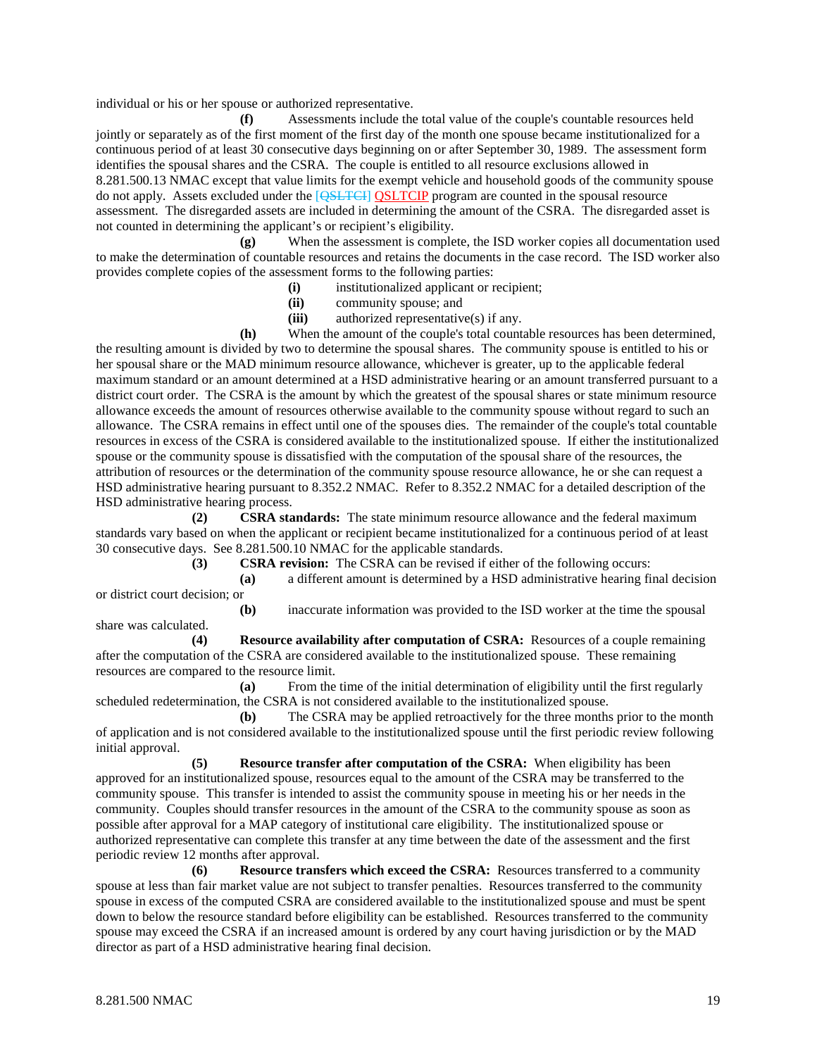individual or his or her spouse or authorized representative.

**(f)** Assessments include the total value of the couple's countable resources held jointly or separately as of the first moment of the first day of the month one spouse became institutionalized for a continuous period of at least 30 consecutive days beginning on or after September 30, 1989. The assessment form identifies the spousal shares and the CSRA. The couple is entitled to all resource exclusions allowed in 8.281.500.13 NMAC except that value limits for the exempt vehicle and household goods of the community spouse do not apply. Assets excluded under the [~~QSLTCI~~] QSLTCIP program are counted in the spousal resource assessment. The disregarded assets are included in determining the amount of the CSRA. The disregarded asset is not counted in determining the applicant's or recipient's eligibility.

**(g)** When the assessment is complete, the ISD worker copies all documentation used to make the determination of countable resources and retains the documents in the case record. The ISD worker also provides complete copies of the assessment forms to the following parties:

**(i)** institutionalized applicant or recipient;
**(ii)** community spouse; and
**(iii)** authorized representative(s) if any.

**(h)** When the amount of the couple's total countable resources has been determined, the resulting amount is divided by two to determine the spousal shares. The community spouse is entitled to his or her spousal share or the MAD minimum resource allowance, whichever is greater, up to the applicable federal maximum standard or an amount determined at a HSD administrative hearing or an amount transferred pursuant to a district court order. The CSRA is the amount by which the greatest of the spousal shares or state minimum resource allowance exceeds the amount of resources otherwise available to the community spouse without regard to such an allowance. The CSRA remains in effect until one of the spouses dies. The remainder of the couple's total countable resources in excess of the CSRA is considered available to the institutionalized spouse. If either the institutionalized spouse or the community spouse is dissatisfied with the computation of the spousal share of the resources, the attribution of resources or the determination of the community spouse resource allowance, he or she can request a HSD administrative hearing pursuant to 8.352.2 NMAC. Refer to 8.352.2 NMAC for a detailed description of the HSD administrative hearing process.

**(2) CSRA standards:** The state minimum resource allowance and the federal maximum standards vary based on when the applicant or recipient became institutionalized for a continuous period of at least 30 consecutive days. See 8.281.500.10 NMAC for the applicable standards.

**(3) CSRA revision:** The CSRA can be revised if either of the following occurs:

**(a)** a different amount is determined by a HSD administrative hearing final decision or district court decision; or

**(b)** inaccurate information was provided to the ISD worker at the time the spousal share was calculated.

**(4) Resource availability after computation of CSRA:** Resources of a couple remaining after the computation of the CSRA are considered available to the institutionalized spouse. These remaining resources are compared to the resource limit.

**(a)** From the time of the initial determination of eligibility until the first regularly scheduled redetermination, the CSRA is not considered available to the institutionalized spouse.

**(b)** The CSRA may be applied retroactively for the three months prior to the month of application and is not considered available to the institutionalized spouse until the first periodic review following initial approval.

**(5) Resource transfer after computation of the CSRA:** When eligibility has been approved for an institutionalized spouse, resources equal to the amount of the CSRA may be transferred to the community spouse. This transfer is intended to assist the community spouse in meeting his or her needs in the community. Couples should transfer resources in the amount of the CSRA to the community spouse as soon as possible after approval for a MAP category of institutional care eligibility. The institutionalized spouse or authorized representative can complete this transfer at any time between the date of the assessment and the first periodic review 12 months after approval.

**(6) Resource transfers which exceed the CSRA:** Resources transferred to a community spouse at less than fair market value are not subject to transfer penalties. Resources transferred to the community spouse in excess of the computed CSRA are considered available to the institutionalized spouse and must be spent down to below the resource standard before eligibility can be established. Resources transferred to the community spouse may exceed the CSRA if an increased amount is ordered by any court having jurisdiction or by the MAD director as part of a HSD administrative hearing final decision.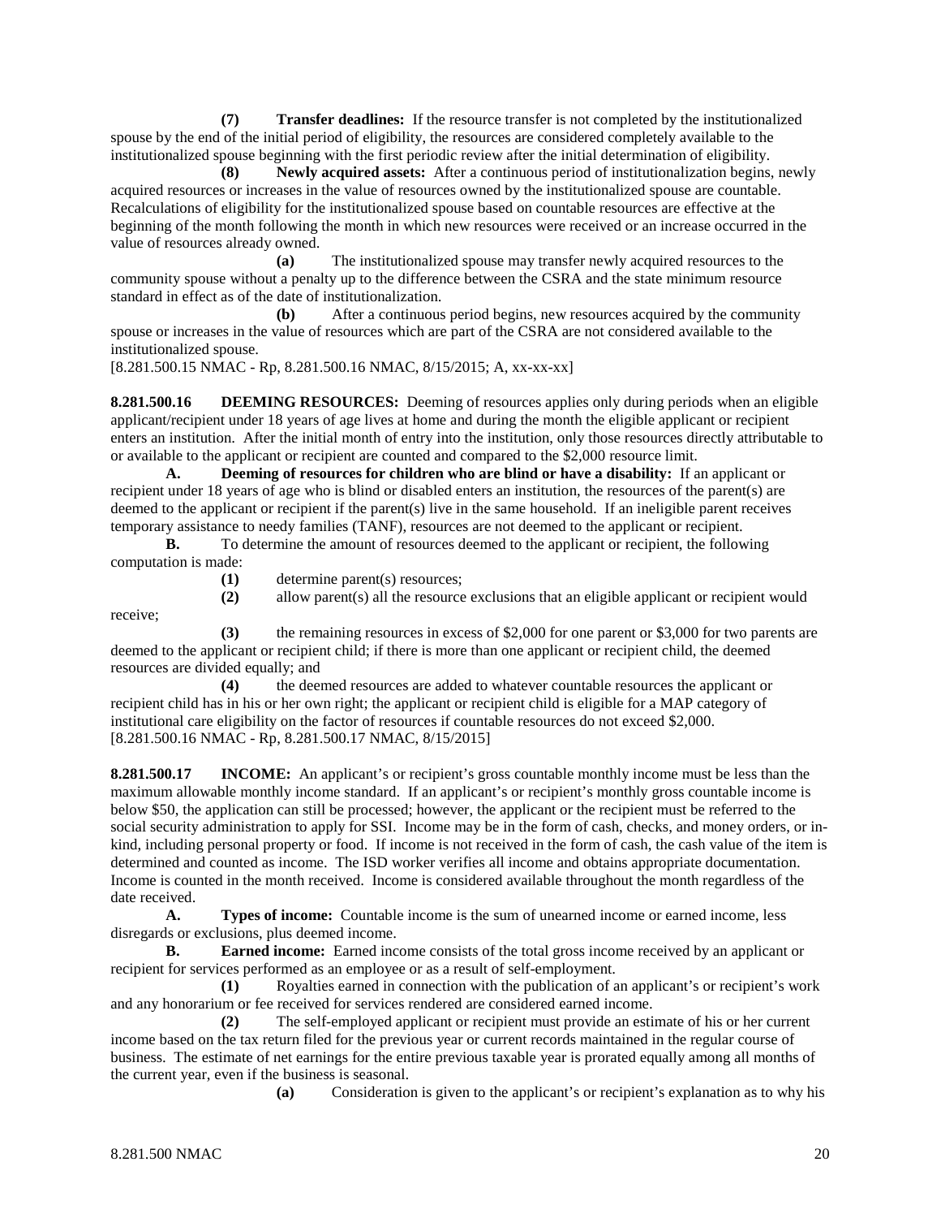**(7) Transfer deadlines:** If the resource transfer is not completed by the institutionalized spouse by the end of the initial period of eligibility, the resources are considered completely available to the institutionalized spouse beginning with the first periodic review after the initial determination of eligibility.

**(8) Newly acquired assets:** After a continuous period of institutionalization begins, newly acquired resources or increases in the value of resources owned by the institutionalized spouse are countable. Recalculations of eligibility for the institutionalized spouse based on countable resources are effective at the beginning of the month following the month in which new resources were received or an increase occurred in the value of resources already owned.

**(a)** The institutionalized spouse may transfer newly acquired resources to the community spouse without a penalty up to the difference between the CSRA and the state minimum resource standard in effect as of the date of institutionalization.

**(b)** After a continuous period begins, new resources acquired by the community spouse or increases in the value of resources which are part of the CSRA are not considered available to the institutionalized spouse.

[8.281.500.15 NMAC - Rp, 8.281.500.16 NMAC, 8/15/2015; A, xx-xx-xx]

**8.281.500.16 DEEMING RESOURCES:** Deeming of resources applies only during periods when an eligible applicant/recipient under 18 years of age lives at home and during the month the eligible applicant or recipient enters an institution. After the initial month of entry into the institution, only those resources directly attributable to or available to the applicant or recipient are counted and compared to the $2,000 resource limit.

**A. Deeming of resources for children who are blind or have a disability:** If an applicant or recipient under 18 years of age who is blind or disabled enters an institution, the resources of the parent(s) are deemed to the applicant or recipient if the parent(s) live in the same household. If an ineligible parent receives temporary assistance to needy families (TANF), resources are not deemed to the applicant or recipient.

**B.** To determine the amount of resources deemed to the applicant or recipient, the following computation is made:

**(1)** determine parent(s) resources;

**(2)** allow parent(s) all the resource exclusions that an eligible applicant or recipient would receive;

**(3)** the remaining resources in excess of $2,000 for one parent or $3,000 for two parents are deemed to the applicant or recipient child; if there is more than one applicant or recipient child, the deemed resources are divided equally; and

**(4)** the deemed resources are added to whatever countable resources the applicant or recipient child has in his or her own right; the applicant or recipient child is eligible for a MAP category of institutional care eligibility on the factor of resources if countable resources do not exceed $2,000.

[8.281.500.16 NMAC - Rp, 8.281.500.17 NMAC, 8/15/2015]

**8.281.500.17 INCOME:** An applicant's or recipient's gross countable monthly income must be less than the maximum allowable monthly income standard. If an applicant's or recipient's monthly gross countable income is below $50, the application can still be processed; however, the applicant or the recipient must be referred to the social security administration to apply for SSI. Income may be in the form of cash, checks, and money orders, or in-kind, including personal property or food. If income is not received in the form of cash, the cash value of the item is determined and counted as income. The ISD worker verifies all income and obtains appropriate documentation. Income is counted in the month received. Income is considered available throughout the month regardless of the date received.

**A. Types of income:** Countable income is the sum of unearned income or earned income, less disregards or exclusions, plus deemed income.

**B. Earned income:** Earned income consists of the total gross income received by an applicant or recipient for services performed as an employee or as a result of self-employment.

**(1)** Royalties earned in connection with the publication of an applicant's or recipient's work and any honorarium or fee received for services rendered are considered earned income.

**(2)** The self-employed applicant or recipient must provide an estimate of his or her current income based on the tax return filed for the previous year or current records maintained in the regular course of business. The estimate of net earnings for the entire previous taxable year is prorated equally among all months of the current year, even if the business is seasonal.

**(a)** Consideration is given to the applicant's or recipient's explanation as to why his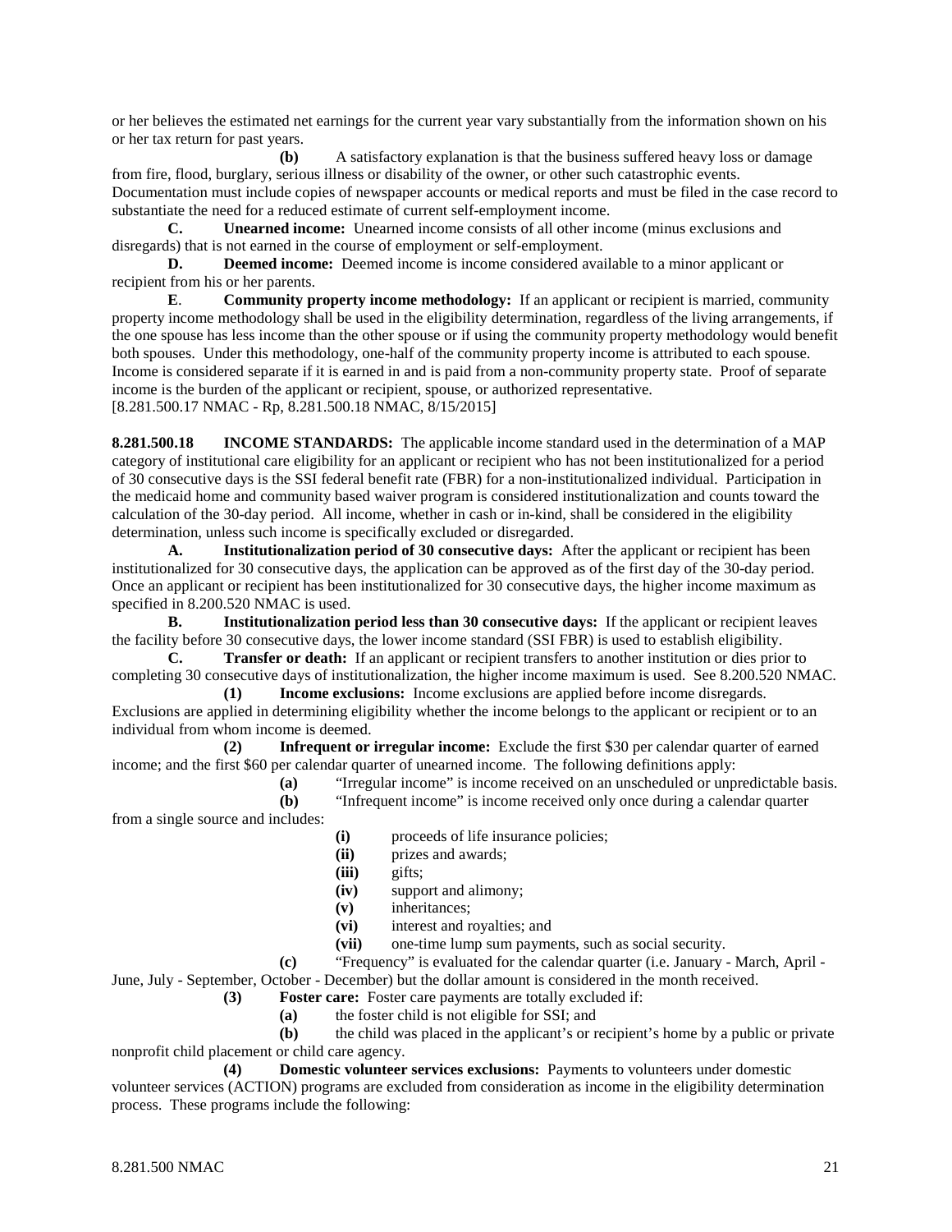or her believes the estimated net earnings for the current year vary substantially from the information shown on his or her tax return for past years.

**(b)** A satisfactory explanation is that the business suffered heavy loss or damage from fire, flood, burglary, serious illness or disability of the owner, or other such catastrophic events. Documentation must include copies of newspaper accounts or medical reports and must be filed in the case record to substantiate the need for a reduced estimate of current self-employment income.

**C. Unearned income:** Unearned income consists of all other income (minus exclusions and disregards) that is not earned in the course of employment or self-employment.

**D. Deemed income:** Deemed income is income considered available to a minor applicant or recipient from his or her parents.

**E. Community property income methodology:** If an applicant or recipient is married, community property income methodology shall be used in the eligibility determination, regardless of the living arrangements, if the one spouse has less income than the other spouse or if using the community property methodology would benefit both spouses. Under this methodology, one-half of the community property income is attributed to each spouse. Income is considered separate if it is earned in and is paid from a non-community property state. Proof of separate income is the burden of the applicant or recipient, spouse, or authorized representative.

[8.281.500.17 NMAC - Rp, 8.281.500.18 NMAC, 8/15/2015]

**8.281.500.18 INCOME STANDARDS:** The applicable income standard used in the determination of a MAP category of institutional care eligibility for an applicant or recipient who has not been institutionalized for a period of 30 consecutive days is the SSI federal benefit rate (FBR) for a non-institutionalized individual. Participation in the medicaid home and community based waiver program is considered institutionalization and counts toward the calculation of the 30-day period. All income, whether in cash or in-kind, shall be considered in the eligibility determination, unless such income is specifically excluded or disregarded.

**A. Institutionalization period of 30 consecutive days:** After the applicant or recipient has been institutionalized for 30 consecutive days, the application can be approved as of the first day of the 30-day period. Once an applicant or recipient has been institutionalized for 30 consecutive days, the higher income maximum as specified in 8.200.520 NMAC is used.

**B. Institutionalization period less than 30 consecutive days:** If the applicant or recipient leaves the facility before 30 consecutive days, the lower income standard (SSI FBR) is used to establish eligibility.

**C. Transfer or death:** If an applicant or recipient transfers to another institution or dies prior to completing 30 consecutive days of institutionalization, the higher income maximum is used. See 8.200.520 NMAC.

**(1) Income exclusions:** Income exclusions are applied before income disregards. Exclusions are applied in determining eligibility whether the income belongs to the applicant or recipient or to an individual from whom income is deemed.

**(2) Infrequent or irregular income:** Exclude the first $30 per calendar quarter of earned income; and the first $60 per calendar quarter of unearned income. The following definitions apply:

**(a)** "Irregular income" is income received on an unscheduled or unpredictable basis.

**(b)** "Infrequent income" is income received only once during a calendar quarter from a single source and includes:

- **(i)** proceeds of life insurance policies;
- **(ii)** prizes and awards;
- **(iii)** gifts;
- **(iv)** support and alimony;
- **(v)** inheritances;
- **(vi)** interest and royalties; and
- **(vii)** one-time lump sum payments, such as social security.

**(c)** "Frequency" is evaluated for the calendar quarter (i.e. January - March, April - June, July - September, October - December) but the dollar amount is considered in the month received.

**(3) Foster care:** Foster care payments are totally excluded if:

**(a)** the foster child is not eligible for SSI; and

**(b)** the child was placed in the applicant's or recipient's home by a public or private nonprofit child placement or child care agency.

**(4) Domestic volunteer services exclusions:** Payments to volunteers under domestic volunteer services (ACTION) programs are excluded from consideration as income in the eligibility determination process. These programs include the following: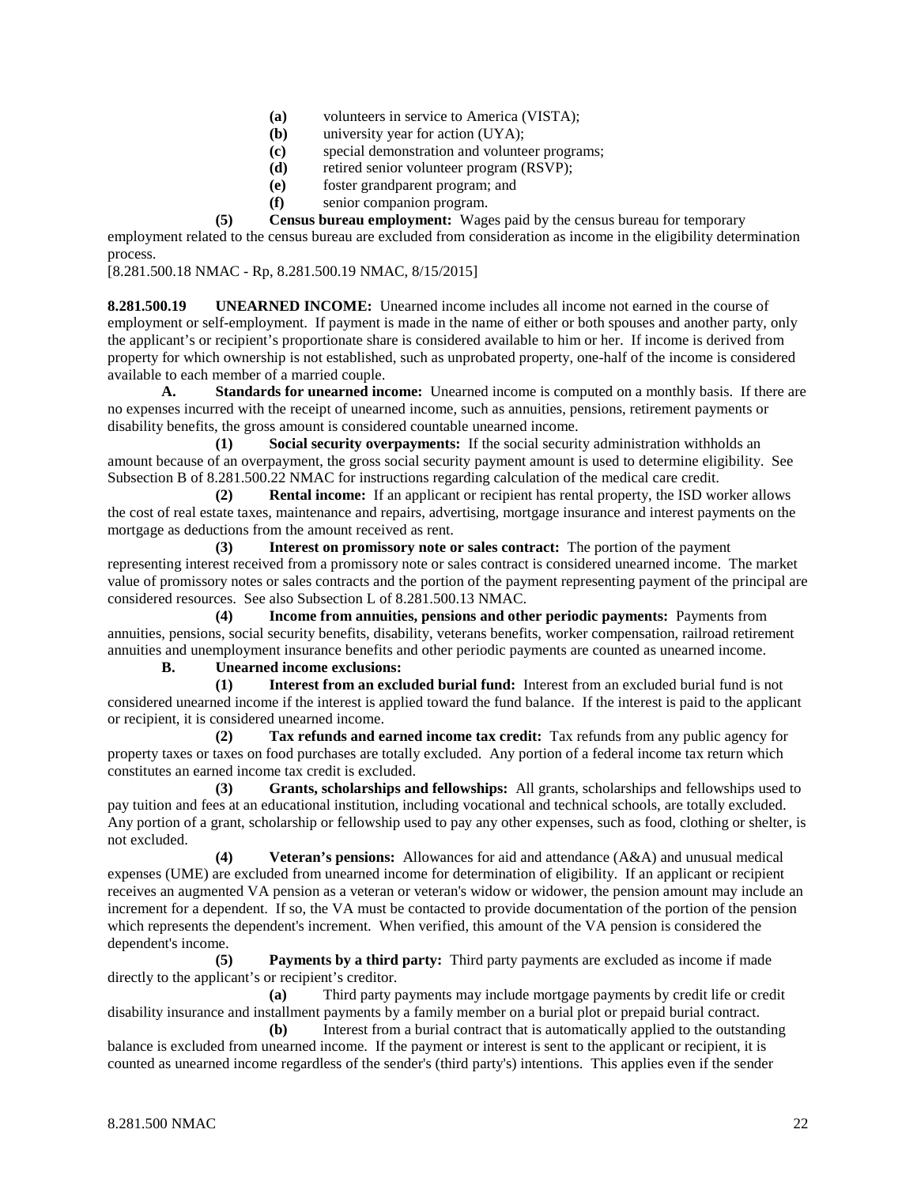(a) volunteers in service to America (VISTA);

(b) university year for action (UYA);

(c) special demonstration and volunteer programs;

(d) retired senior volunteer program (RSVP);

(e) foster grandparent program; and

(f) senior companion program.

**(5) Census bureau employment:** Wages paid by the census bureau for temporary employment related to the census bureau are excluded from consideration as income in the eligibility determination process.

[8.281.500.18 NMAC - Rp, 8.281.500.19 NMAC, 8/15/2015]

**8.281.500.19 UNEARNED INCOME:** Unearned income includes all income not earned in the course of employment or self-employment. If payment is made in the name of either or both spouses and another party, only the applicant's or recipient's proportionate share is considered available to him or her. If income is derived from property for which ownership is not established, such as unprobated property, one-half of the income is considered available to each member of a married couple.

**A. Standards for unearned income:** Unearned income is computed on a monthly basis. If there are no expenses incurred with the receipt of unearned income, such as annuities, pensions, retirement payments or disability benefits, the gross amount is considered countable unearned income.

**(1) Social security overpayments:** If the social security administration withholds an amount because of an overpayment, the gross social security payment amount is used to determine eligibility. See Subsection B of 8.281.500.22 NMAC for instructions regarding calculation of the medical care credit.

**(2) Rental income:** If an applicant or recipient has rental property, the ISD worker allows the cost of real estate taxes, maintenance and repairs, advertising, mortgage insurance and interest payments on the mortgage as deductions from the amount received as rent.

**(3) Interest on promissory note or sales contract:** The portion of the payment representing interest received from a promissory note or sales contract is considered unearned income. The market value of promissory notes or sales contracts and the portion of the payment representing payment of the principal are considered resources. See also Subsection L of 8.281.500.13 NMAC.

**(4) Income from annuities, pensions and other periodic payments:** Payments from annuities, pensions, social security benefits, disability, veterans benefits, worker compensation, railroad retirement annuities and unemployment insurance benefits and other periodic payments are counted as unearned income.

**B. Unearned income exclusions:**

**(1) Interest from an excluded burial fund:** Interest from an excluded burial fund is not considered unearned income if the interest is applied toward the fund balance. If the interest is paid to the applicant or recipient, it is considered unearned income.

**(2) Tax refunds and earned income tax credit:** Tax refunds from any public agency for property taxes or taxes on food purchases are totally excluded. Any portion of a federal income tax return which constitutes an earned income tax credit is excluded.

**(3) Grants, scholarships and fellowships:** All grants, scholarships and fellowships used to pay tuition and fees at an educational institution, including vocational and technical schools, are totally excluded. Any portion of a grant, scholarship or fellowship used to pay any other expenses, such as food, clothing or shelter, is not excluded.

**(4) Veteran's pensions:** Allowances for aid and attendance (A&A) and unusual medical expenses (UME) are excluded from unearned income for determination of eligibility. If an applicant or recipient receives an augmented VA pension as a veteran or veteran's widow or widower, the pension amount may include an increment for a dependent. If so, the VA must be contacted to provide documentation of the portion of the pension which represents the dependent's increment. When verified, this amount of the VA pension is considered the dependent's income.

**(5) Payments by a third party:** Third party payments are excluded as income if made directly to the applicant's or recipient's creditor.

(a) Third party payments may include mortgage payments by credit life or credit disability insurance and installment payments by a family member on a burial plot or prepaid burial contract.

(b) Interest from a burial contract that is automatically applied to the outstanding balance is excluded from unearned income. If the payment or interest is sent to the applicant or recipient, it is counted as unearned income regardless of the sender's (third party's) intentions. This applies even if the sender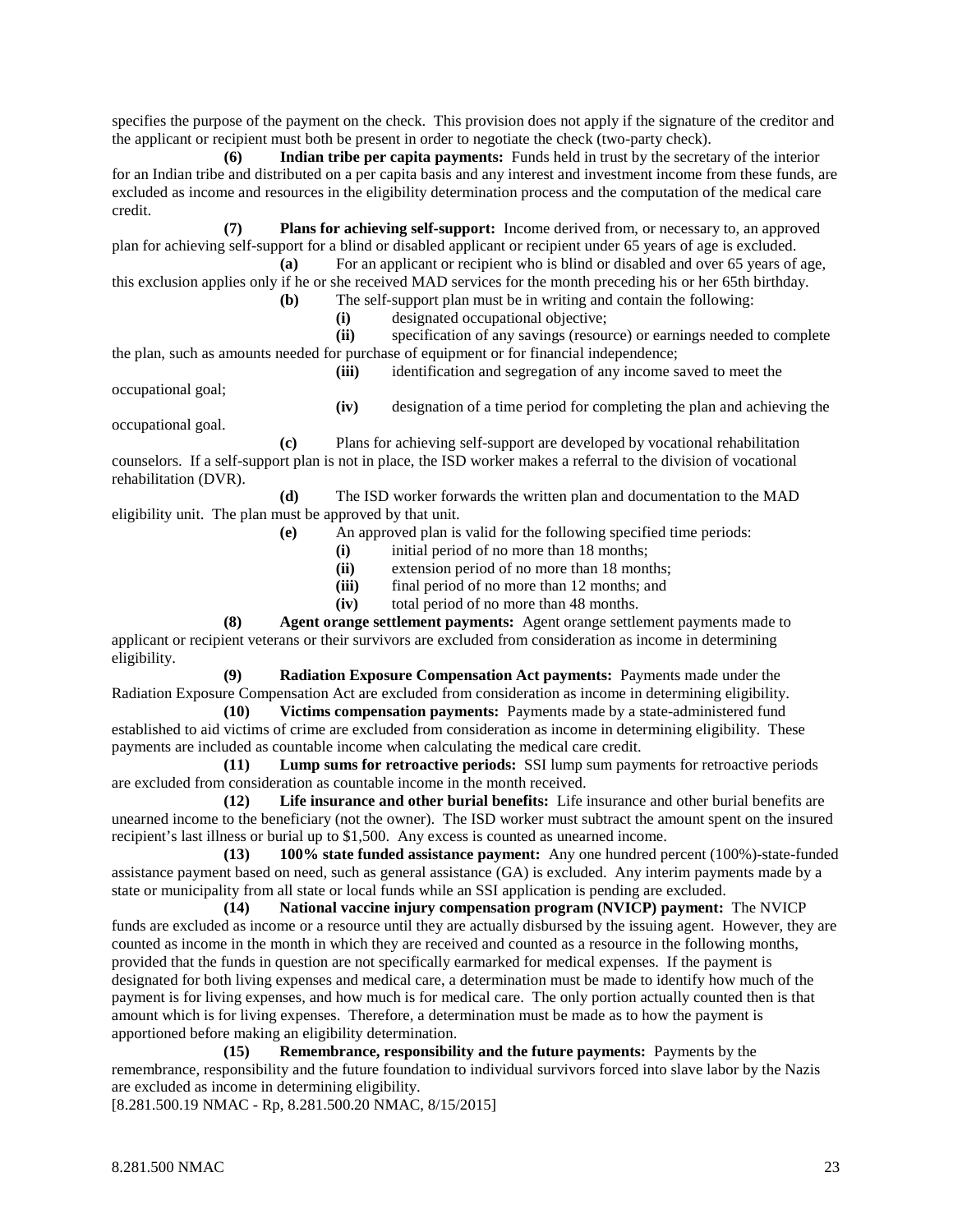specifies the purpose of the payment on the check. This provision does not apply if the signature of the creditor and the applicant or recipient must both be present in order to negotiate the check (two-party check).

**(6) Indian tribe per capita payments:** Funds held in trust by the secretary of the interior for an Indian tribe and distributed on a per capita basis and any interest and investment income from these funds, are excluded as income and resources in the eligibility determination process and the computation of the medical care credit.

**(7) Plans for achieving self-support:** Income derived from, or necessary to, an approved plan for achieving self-support for a blind or disabled applicant or recipient under 65 years of age is excluded.

**(a)** For an applicant or recipient who is blind or disabled and over 65 years of age, this exclusion applies only if he or she received MAD services for the month preceding his or her 65th birthday.

**(b)** The self-support plan must be in writing and contain the following:

**(i)** designated occupational objective;

**(ii)** specification of any savings (resource) or earnings needed to complete the plan, such as amounts needed for purchase of equipment or for financial independence;

**(iii)** identification and segregation of any income saved to meet the occupational goal;

**(iv)** designation of a time period for completing the plan and achieving the occupational goal.

**(c)** Plans for achieving self-support are developed by vocational rehabilitation counselors. If a self-support plan is not in place, the ISD worker makes a referral to the division of vocational rehabilitation (DVR).

**(d)** The ISD worker forwards the written plan and documentation to the MAD eligibility unit. The plan must be approved by that unit.

**(e)** An approved plan is valid for the following specified time periods:

**(i)** initial period of no more than 18 months;

**(ii)** extension period of no more than 18 months;

**(iii)** final period of no more than 12 months; and

**(iv)** total period of no more than 48 months.

**(8) Agent orange settlement payments:** Agent orange settlement payments made to applicant or recipient veterans or their survivors are excluded from consideration as income in determining eligibility.

**(9) Radiation Exposure Compensation Act payments:** Payments made under the Radiation Exposure Compensation Act are excluded from consideration as income in determining eligibility.

**(10) Victims compensation payments:** Payments made by a state-administered fund established to aid victims of crime are excluded from consideration as income in determining eligibility. These payments are included as countable income when calculating the medical care credit.

**(11) Lump sums for retroactive periods:** SSI lump sum payments for retroactive periods are excluded from consideration as countable income in the month received.

**(12) Life insurance and other burial benefits:** Life insurance and other burial benefits are unearned income to the beneficiary (not the owner). The ISD worker must subtract the amount spent on the insured recipient's last illness or burial up to $1,500. Any excess is counted as unearned income.

**(13) 100% state funded assistance payment:** Any one hundred percent (100%)-state-funded assistance payment based on need, such as general assistance (GA) is excluded. Any interim payments made by a state or municipality from all state or local funds while an SSI application is pending are excluded.

**(14) National vaccine injury compensation program (NVICP) payment:** The NVICP funds are excluded as income or a resource until they are actually disbursed by the issuing agent. However, they are counted as income in the month in which they are received and counted as a resource in the following months, provided that the funds in question are not specifically earmarked for medical expenses. If the payment is designated for both living expenses and medical care, a determination must be made to identify how much of the payment is for living expenses, and how much is for medical care. The only portion actually counted then is that amount which is for living expenses. Therefore, a determination must be made as to how the payment is apportioned before making an eligibility determination.

**(15) Remembrance, responsibility and the future payments:** Payments by the remembrance, responsibility and the future foundation to individual survivors forced into slave labor by the Nazis are excluded as income in determining eligibility.

[8.281.500.19 NMAC - Rp, 8.281.500.20 NMAC, 8/15/2015]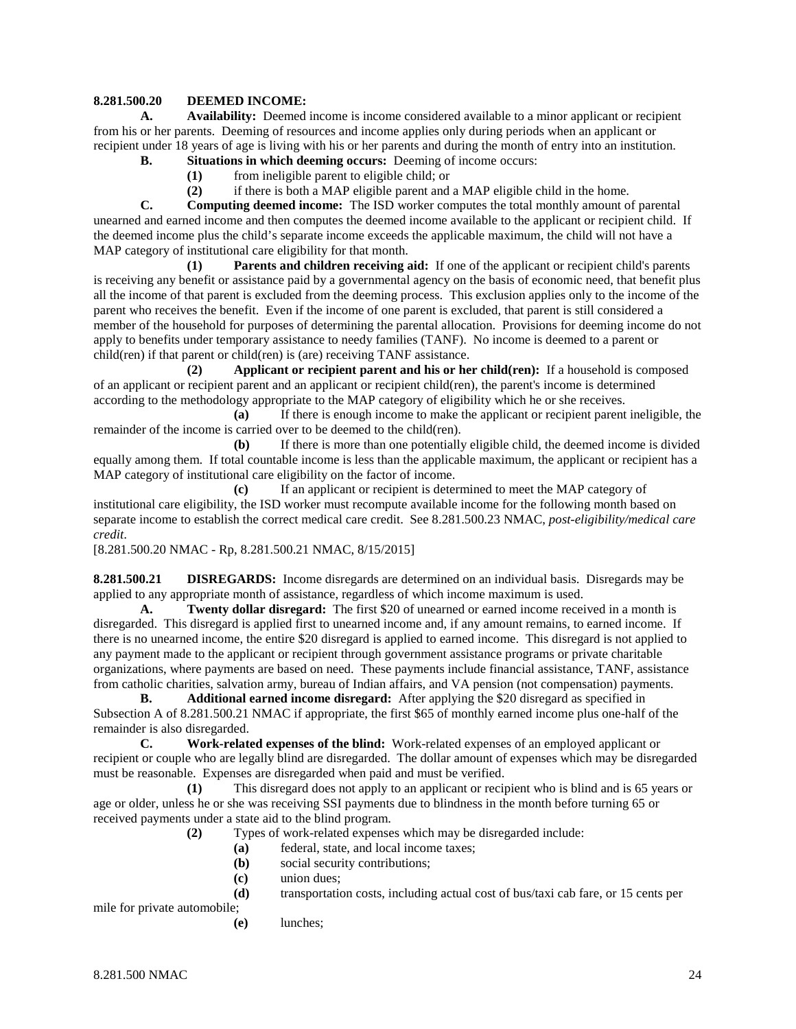**8.281.500.20 DEEMED INCOME:**

**A. Availability:** Deemed income is income considered available to a minor applicant or recipient from his or her parents. Deeming of resources and income applies only during periods when an applicant or recipient under 18 years of age is living with his or her parents and during the month of entry into an institution.

**B. Situations in which deeming occurs:** Deeming of income occurs:

**(1)** from ineligible parent to eligible child; or

**(2)** if there is both a MAP eligible parent and a MAP eligible child in the home.

**C. Computing deemed income:** The ISD worker computes the total monthly amount of parental unearned and earned income and then computes the deemed income available to the applicant or recipient child. If the deemed income plus the child's separate income exceeds the applicable maximum, the child will not have a MAP category of institutional care eligibility for that month.

**(1) Parents and children receiving aid:** If one of the applicant or recipient child's parents is receiving any benefit or assistance paid by a governmental agency on the basis of economic need, that benefit plus all the income of that parent is excluded from the deeming process. This exclusion applies only to the income of the parent who receives the benefit. Even if the income of one parent is excluded, that parent is still considered a member of the household for purposes of determining the parental allocation. Provisions for deeming income do not apply to benefits under temporary assistance to needy families (TANF). No income is deemed to a parent or child(ren) if that parent or child(ren) is (are) receiving TANF assistance.

**(2) Applicant or recipient parent and his or her child(ren):** If a household is composed of an applicant or recipient parent and an applicant or recipient child(ren), the parent's income is determined according to the methodology appropriate to the MAP category of eligibility which he or she receives.

**(a)** If there is enough income to make the applicant or recipient parent ineligible, the remainder of the income is carried over to be deemed to the child(ren).

**(b)** If there is more than one potentially eligible child, the deemed income is divided equally among them. If total countable income is less than the applicable maximum, the applicant or recipient has a MAP category of institutional care eligibility on the factor of income.

**(c)** If an applicant or recipient is determined to meet the MAP category of institutional care eligibility, the ISD worker must recompute available income for the following month based on separate income to establish the correct medical care credit. See 8.281.500.23 NMAC, *post-eligibility/medical care credit*.

[8.281.500.20 NMAC - Rp, 8.281.500.21 NMAC, 8/15/2015]

**8.281.500.21 DISREGARDS:** Income disregards are determined on an individual basis. Disregards may be applied to any appropriate month of assistance, regardless of which income maximum is used.

**A. Twenty dollar disregard:** The first $20 of unearned or earned income received in a month is disregarded. This disregard is applied first to unearned income and, if any amount remains, to earned income. If there is no unearned income, the entire $20 disregard is applied to earned income. This disregard is not applied to any payment made to the applicant or recipient through government assistance programs or private charitable organizations, where payments are based on need. These payments include financial assistance, TANF, assistance from catholic charities, salvation army, bureau of Indian affairs, and VA pension (not compensation) payments.

**B. Additional earned income disregard:** After applying the $20 disregard as specified in Subsection A of 8.281.500.21 NMAC if appropriate, the first $65 of monthly earned income plus one-half of the remainder is also disregarded.

**C. Work-related expenses of the blind:** Work-related expenses of an employed applicant or recipient or couple who are legally blind are disregarded. The dollar amount of expenses which may be disregarded must be reasonable. Expenses are disregarded when paid and must be verified.

**(1)** This disregard does not apply to an applicant or recipient who is blind and is 65 years or age or older, unless he or she was receiving SSI payments due to blindness in the month before turning 65 or received payments under a state aid to the blind program.

**(2)** Types of work-related expenses which may be disregarded include:

**(a)** federal, state, and local income taxes;

**(b)** social security contributions;

**(c)** union dues;

**(d)** transportation costs, including actual cost of bus/taxi cab fare, or 15 cents per mile for private automobile;

**(e)** lunches;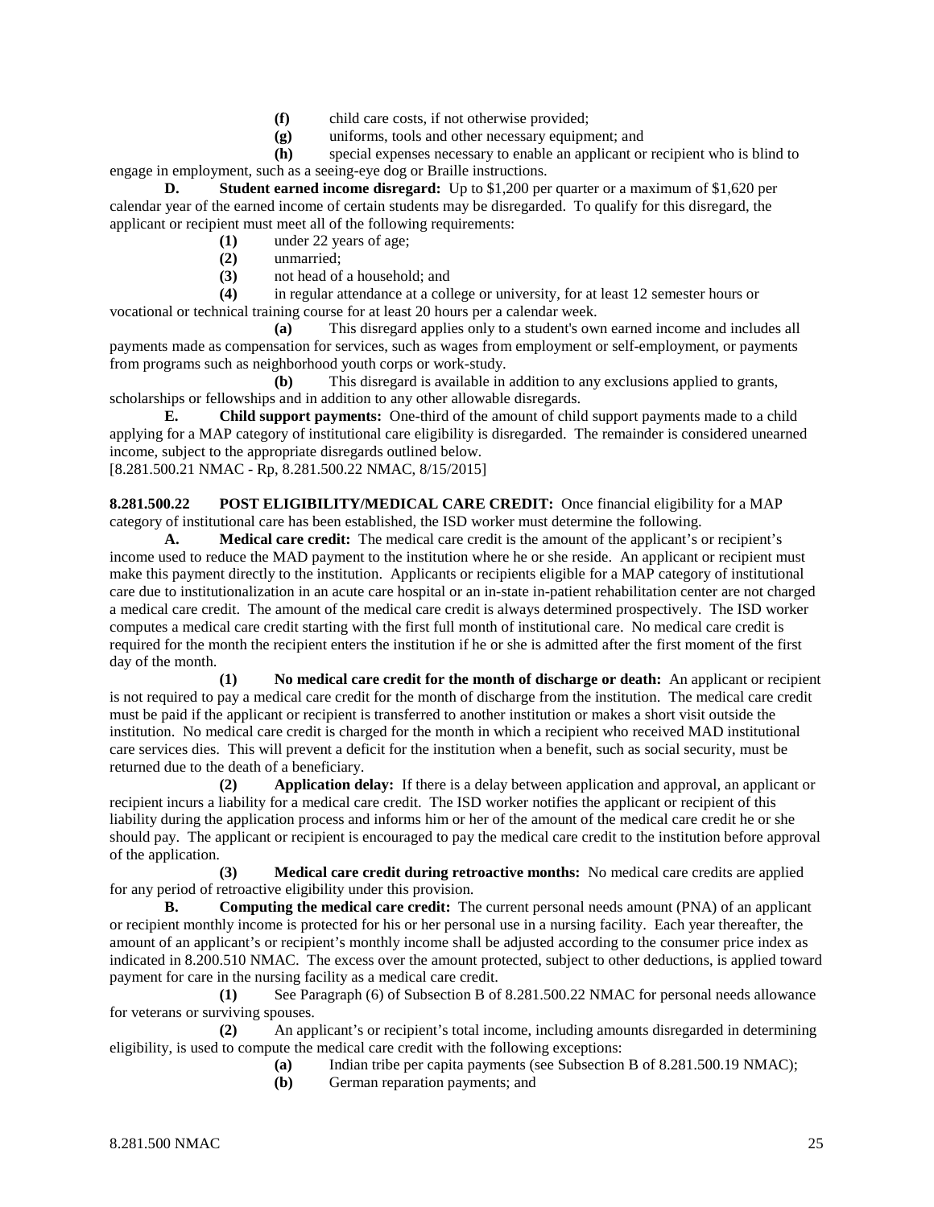**(f)** child care costs, if not otherwise provided;

**(g)** uniforms, tools and other necessary equipment; and

**(h)** special expenses necessary to enable an applicant or recipient who is blind to engage in employment, such as a seeing-eye dog or Braille instructions.

**D. Student earned income disregard:** Up to $1,200 per quarter or a maximum of $1,620 per calendar year of the earned income of certain students may be disregarded. To qualify for this disregard, the applicant or recipient must meet all of the following requirements:

**(1)** under 22 years of age;

**(2)** unmarried;

**(3)** not head of a household; and

**(4)** in regular attendance at a college or university, for at least 12 semester hours or vocational or technical training course for at least 20 hours per a calendar week.

**(a)** This disregard applies only to a student's own earned income and includes all payments made as compensation for services, such as wages from employment or self-employment, or payments from programs such as neighborhood youth corps or work-study.

**(b)** This disregard is available in addition to any exclusions applied to grants, scholarships or fellowships and in addition to any other allowable disregards.

**E. Child support payments:** One-third of the amount of child support payments made to a child applying for a MAP category of institutional care eligibility is disregarded. The remainder is considered unearned income, subject to the appropriate disregards outlined below.

[8.281.500.21 NMAC - Rp, 8.281.500.22 NMAC, 8/15/2015]

**8.281.500.22 POST ELIGIBILITY/MEDICAL CARE CREDIT:** Once financial eligibility for a MAP category of institutional care has been established, the ISD worker must determine the following.

**A. Medical care credit:** The medical care credit is the amount of the applicant's or recipient's income used to reduce the MAD payment to the institution where he or she reside. An applicant or recipient must make this payment directly to the institution. Applicants or recipients eligible for a MAP category of institutional care due to institutionalization in an acute care hospital or an in-state in-patient rehabilitation center are not charged a medical care credit. The amount of the medical care credit is always determined prospectively. The ISD worker computes a medical care credit starting with the first full month of institutional care. No medical care credit is required for the month the recipient enters the institution if he or she is admitted after the first moment of the first day of the month.

**(1) No medical care credit for the month of discharge or death:** An applicant or recipient is not required to pay a medical care credit for the month of discharge from the institution. The medical care credit must be paid if the applicant or recipient is transferred to another institution or makes a short visit outside the institution. No medical care credit is charged for the month in which a recipient who received MAD institutional care services dies. This will prevent a deficit for the institution when a benefit, such as social security, must be returned due to the death of a beneficiary.

**(2) Application delay:** If there is a delay between application and approval, an applicant or recipient incurs a liability for a medical care credit. The ISD worker notifies the applicant or recipient of this liability during the application process and informs him or her of the amount of the medical care credit he or she should pay. The applicant or recipient is encouraged to pay the medical care credit to the institution before approval of the application.

**(3) Medical care credit during retroactive months:** No medical care credits are applied for any period of retroactive eligibility under this provision.

**B. Computing the medical care credit:** The current personal needs amount (PNA) of an applicant or recipient monthly income is protected for his or her personal use in a nursing facility. Each year thereafter, the amount of an applicant's or recipient's monthly income shall be adjusted according to the consumer price index as indicated in 8.200.510 NMAC. The excess over the amount protected, subject to other deductions, is applied toward payment for care in the nursing facility as a medical care credit.

**(1)** See Paragraph (6) of Subsection B of 8.281.500.22 NMAC for personal needs allowance for veterans or surviving spouses.

**(2)** An applicant's or recipient's total income, including amounts disregarded in determining eligibility, is used to compute the medical care credit with the following exceptions:

**(a)** Indian tribe per capita payments (see Subsection B of 8.281.500.19 NMAC);

**(b)** German reparation payments; and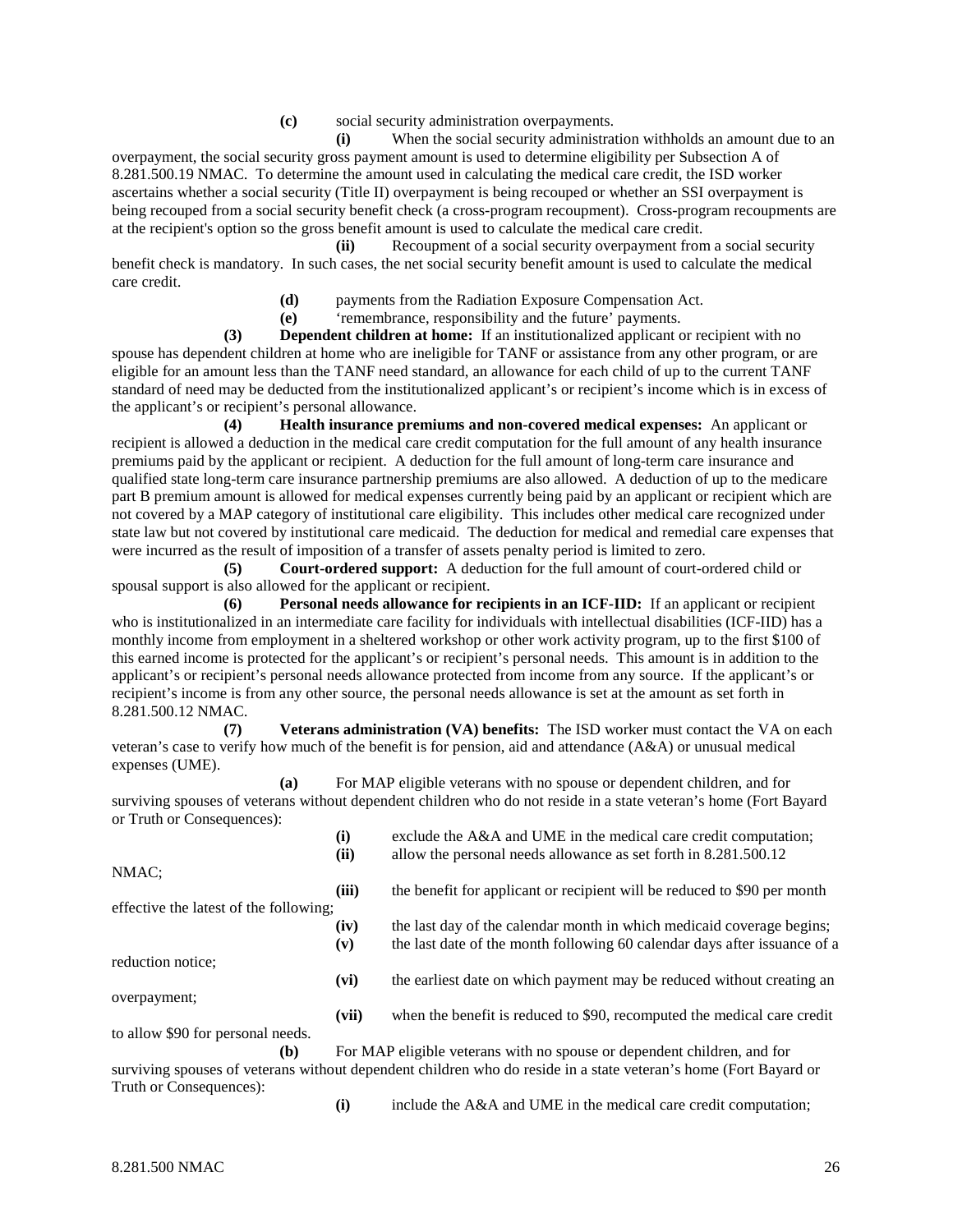**(c)** social security administration overpayments.

**(i)** When the social security administration withholds an amount due to an overpayment, the social security gross payment amount is used to determine eligibility per Subsection A of 8.281.500.19 NMAC. To determine the amount used in calculating the medical care credit, the ISD worker ascertains whether a social security (Title II) overpayment is being recouped or whether an SSI overpayment is being recouped from a social security benefit check (a cross-program recoupment). Cross-program recoupments are at the recipient's option so the gross benefit amount is used to calculate the medical care credit.

**(ii)** Recoupment of a social security overpayment from a social security benefit check is mandatory. In such cases, the net social security benefit amount is used to calculate the medical care credit.

**(d)** payments from the Radiation Exposure Compensation Act.

**(e)** 'remembrance, responsibility and the future' payments.

**(3) Dependent children at home:** If an institutionalized applicant or recipient with no spouse has dependent children at home who are ineligible for TANF or assistance from any other program, or are eligible for an amount less than the TANF need standard, an allowance for each child of up to the current TANF standard of need may be deducted from the institutionalized applicant's or recipient's income which is in excess of the applicant's or recipient's personal allowance.

**(4) Health insurance premiums and non-covered medical expenses:** An applicant or recipient is allowed a deduction in the medical care credit computation for the full amount of any health insurance premiums paid by the applicant or recipient. A deduction for the full amount of long-term care insurance and qualified state long-term care insurance partnership premiums are also allowed. A deduction of up to the medicare part B premium amount is allowed for medical expenses currently being paid by an applicant or recipient which are not covered by a MAP category of institutional care eligibility. This includes other medical care recognized under state law but not covered by institutional care medicaid. The deduction for medical and remedial care expenses that were incurred as the result of imposition of a transfer of assets penalty period is limited to zero.

**(5) Court-ordered support:** A deduction for the full amount of court-ordered child or spousal support is also allowed for the applicant or recipient.

**(6) Personal needs allowance for recipients in an ICF-IID:** If an applicant or recipient who is institutionalized in an intermediate care facility for individuals with intellectual disabilities (ICF-IID) has a monthly income from employment in a sheltered workshop or other work activity program, up to the first $100 of this earned income is protected for the applicant's or recipient's personal needs. This amount is in addition to the applicant's or recipient's personal needs allowance protected from income from any source. If the applicant's or recipient's income is from any other source, the personal needs allowance is set at the amount as set forth in 8.281.500.12 NMAC.

**(7) Veterans administration (VA) benefits:** The ISD worker must contact the VA on each veteran's case to verify how much of the benefit is for pension, aid and attendance (A&A) or unusual medical expenses (UME).

**(a)** For MAP eligible veterans with no spouse or dependent children, and for surviving spouses of veterans without dependent children who do not reside in a state veteran's home (Fort Bayard or Truth or Consequences):

**(i)** exclude the A&A and UME in the medical care credit computation;

**(ii)** allow the personal needs allowance as set forth in 8.281.500.12 NMAC;

**(iii)** the benefit for applicant or recipient will be reduced to $90 per month effective the latest of the following;

**(iv)** the last day of the calendar month in which medicaid coverage begins;

**(v)** the last date of the month following 60 calendar days after issuance of a reduction notice;

**(vi)** the earliest date on which payment may be reduced without creating an overpayment;

**(vii)** when the benefit is reduced to $90, recomputed the medical care credit to allow $90 for personal needs.

**(b)** For MAP eligible veterans with no spouse or dependent children, and for surviving spouses of veterans without dependent children who do reside in a state veteran's home (Fort Bayard or Truth or Consequences):

**(i)** include the A&A and UME in the medical care credit computation;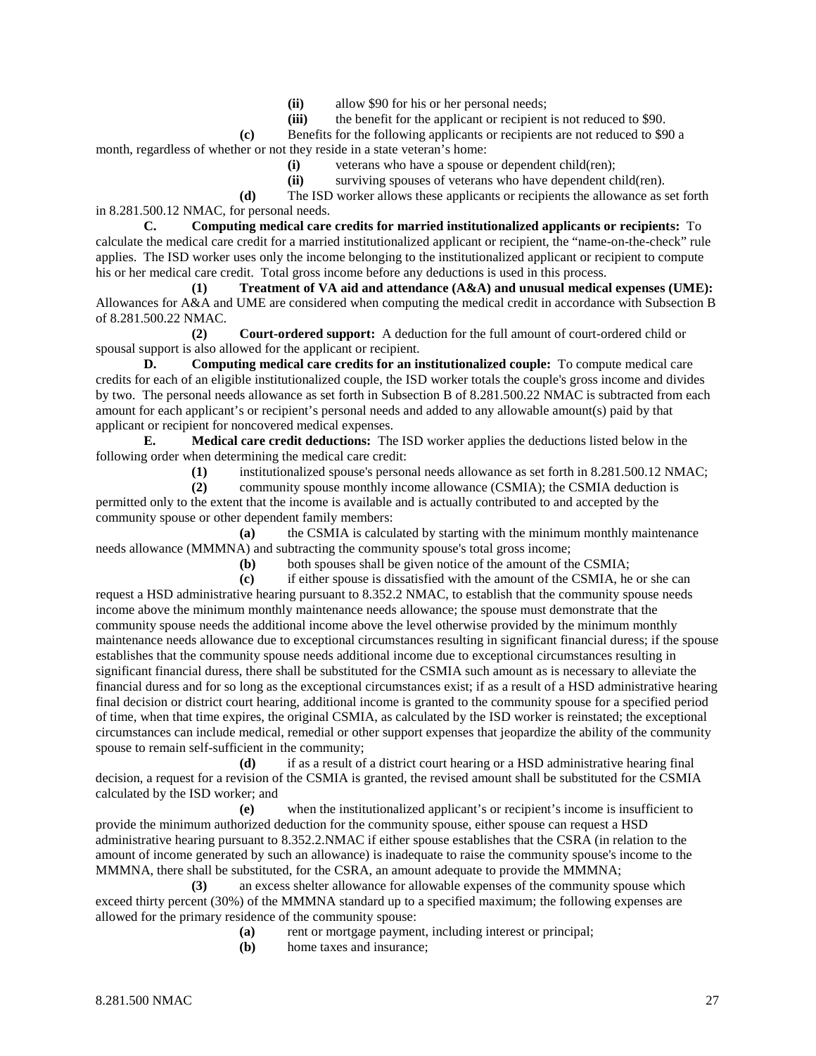**(ii)** allow $90 for his or her personal needs;

**(iii)** the benefit for the applicant or recipient is not reduced to $90.

**(c)** Benefits for the following applicants or recipients are not reduced to $90 a month, regardless of whether or not they reside in a state veteran's home:

**(i)** veterans who have a spouse or dependent child(ren);

**(ii)** surviving spouses of veterans who have dependent child(ren).

**(d)** The ISD worker allows these applicants or recipients the allowance as set forth in 8.281.500.12 NMAC, for personal needs.

**C. Computing medical care credits for married institutionalized applicants or recipients:** To calculate the medical care credit for a married institutionalized applicant or recipient, the "name-on-the-check" rule applies. The ISD worker uses only the income belonging to the institutionalized applicant or recipient to compute his or her medical care credit. Total gross income before any deductions is used in this process.

**(1) Treatment of VA aid and attendance (A&A) and unusual medical expenses (UME):** Allowances for A&A and UME are considered when computing the medical credit in accordance with Subsection B of 8.281.500.22 NMAC.

**(2) Court-ordered support:** A deduction for the full amount of court-ordered child or spousal support is also allowed for the applicant or recipient.

**D. Computing medical care credits for an institutionalized couple:** To compute medical care credits for each of an eligible institutionalized couple, the ISD worker totals the couple's gross income and divides by two. The personal needs allowance as set forth in Subsection B of 8.281.500.22 NMAC is subtracted from each amount for each applicant's or recipient's personal needs and added to any allowable amount(s) paid by that applicant or recipient for noncovered medical expenses.

**E. Medical care credit deductions:** The ISD worker applies the deductions listed below in the following order when determining the medical care credit:

**(1)** institutionalized spouse's personal needs allowance as set forth in 8.281.500.12 NMAC;

**(2)** community spouse monthly income allowance (CSMIA); the CSMIA deduction is permitted only to the extent that the income is available and is actually contributed to and accepted by the community spouse or other dependent family members:

**(a)** the CSMIA is calculated by starting with the minimum monthly maintenance needs allowance (MMMNA) and subtracting the community spouse's total gross income;

**(b)** both spouses shall be given notice of the amount of the CSMIA;

**(c)** if either spouse is dissatisfied with the amount of the CSMIA, he or she can request a HSD administrative hearing pursuant to 8.352.2 NMAC, to establish that the community spouse needs income above the minimum monthly maintenance needs allowance; the spouse must demonstrate that the community spouse needs the additional income above the level otherwise provided by the minimum monthly maintenance needs allowance due to exceptional circumstances resulting in significant financial duress; if the spouse establishes that the community spouse needs additional income due to exceptional circumstances resulting in significant financial duress, there shall be substituted for the CSMIA such amount as is necessary to alleviate the financial duress and for so long as the exceptional circumstances exist; if as a result of a HSD administrative hearing final decision or district court hearing, additional income is granted to the community spouse for a specified period of time, when that time expires, the original CSMIA, as calculated by the ISD worker is reinstated; the exceptional circumstances can include medical, remedial or other support expenses that jeopardize the ability of the community spouse to remain self-sufficient in the community;

**(d)** if as a result of a district court hearing or a HSD administrative hearing final decision, a request for a revision of the CSMIA is granted, the revised amount shall be substituted for the CSMIA calculated by the ISD worker; and

**(e)** when the institutionalized applicant's or recipient's income is insufficient to provide the minimum authorized deduction for the community spouse, either spouse can request a HSD administrative hearing pursuant to 8.352.2.NMAC if either spouse establishes that the CSRA (in relation to the amount of income generated by such an allowance) is inadequate to raise the community spouse's income to the MMMNA, there shall be substituted, for the CSRA, an amount adequate to provide the MMMNA;

**(3)** an excess shelter allowance for allowable expenses of the community spouse which exceed thirty percent (30%) of the MMMNA standard up to a specified maximum; the following expenses are allowed for the primary residence of the community spouse:

**(a)** rent or mortgage payment, including interest or principal;

**(b)** home taxes and insurance;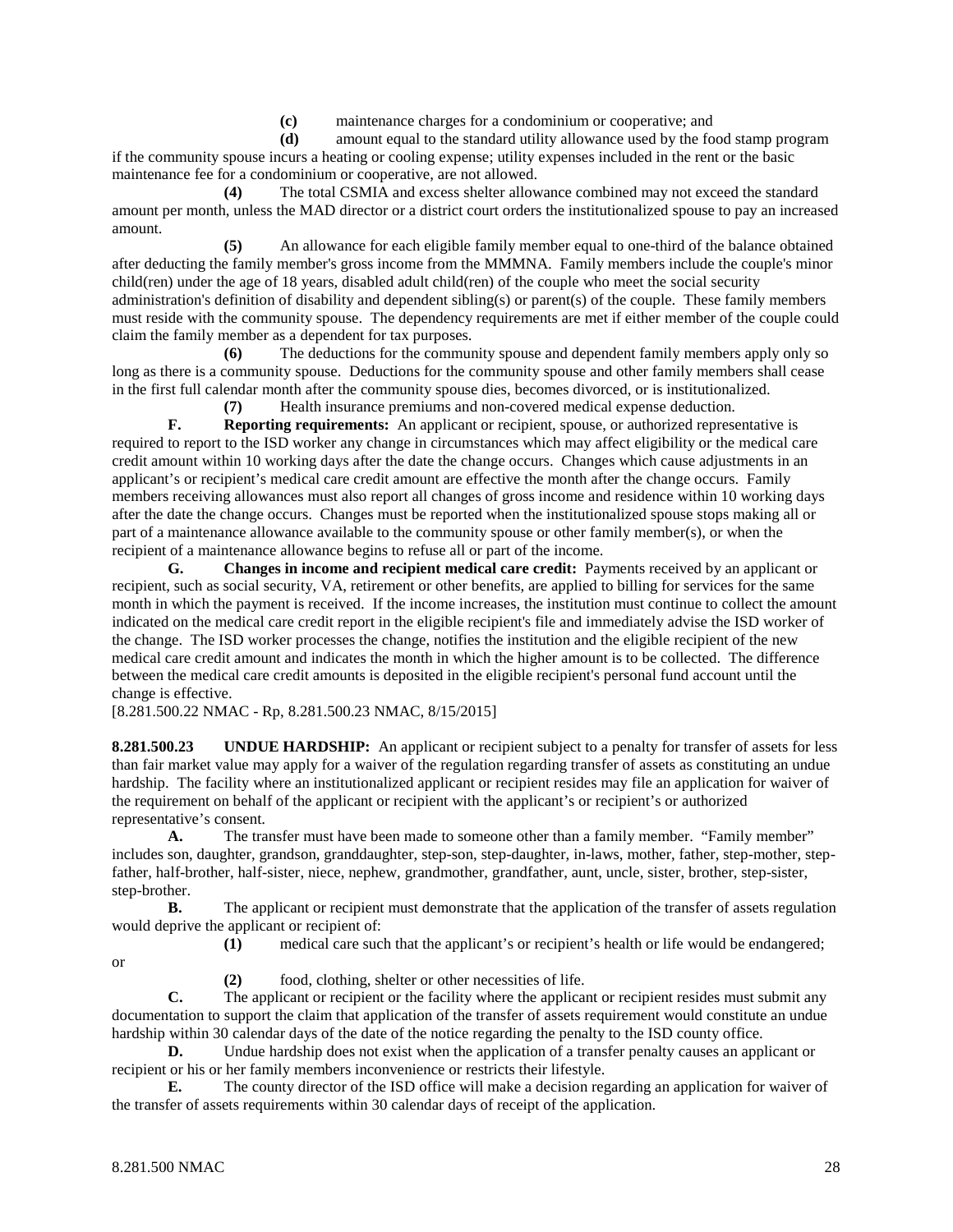**(c)** maintenance charges for a condominium or cooperative; and

**(d)** amount equal to the standard utility allowance used by the food stamp program if the community spouse incurs a heating or cooling expense; utility expenses included in the rent or the basic maintenance fee for a condominium or cooperative, are not allowed.

**(4)** The total CSMIA and excess shelter allowance combined may not exceed the standard amount per month, unless the MAD director or a district court orders the institutionalized spouse to pay an increased amount.

**(5)** An allowance for each eligible family member equal to one-third of the balance obtained after deducting the family member's gross income from the MMMNA. Family members include the couple's minor child(ren) under the age of 18 years, disabled adult child(ren) of the couple who meet the social security administration's definition of disability and dependent sibling(s) or parent(s) of the couple. These family members must reside with the community spouse. The dependency requirements are met if either member of the couple could claim the family member as a dependent for tax purposes.

**(6)** The deductions for the community spouse and dependent family members apply only so long as there is a community spouse. Deductions for the community spouse and other family members shall cease in the first full calendar month after the community spouse dies, becomes divorced, or is institutionalized.

**(7)** Health insurance premiums and non-covered medical expense deduction.

**F. Reporting requirements:** An applicant or recipient, spouse, or authorized representative is required to report to the ISD worker any change in circumstances which may affect eligibility or the medical care credit amount within 10 working days after the date the change occurs. Changes which cause adjustments in an applicant's or recipient's medical care credit amount are effective the month after the change occurs. Family members receiving allowances must also report all changes of gross income and residence within 10 working days after the date the change occurs. Changes must be reported when the institutionalized spouse stops making all or part of a maintenance allowance available to the community spouse or other family member(s), or when the recipient of a maintenance allowance begins to refuse all or part of the income.

**G. Changes in income and recipient medical care credit:** Payments received by an applicant or recipient, such as social security, VA, retirement or other benefits, are applied to billing for services for the same month in which the payment is received. If the income increases, the institution must continue to collect the amount indicated on the medical care credit report in the eligible recipient's file and immediately advise the ISD worker of the change. The ISD worker processes the change, notifies the institution and the eligible recipient of the new medical care credit amount and indicates the month in which the higher amount is to be collected. The difference between the medical care credit amounts is deposited in the eligible recipient's personal fund account until the change is effective.

[8.281.500.22 NMAC - Rp, 8.281.500.23 NMAC, 8/15/2015]

**8.281.500.23 UNDUE HARDSHIP:** An applicant or recipient subject to a penalty for transfer of assets for less than fair market value may apply for a waiver of the regulation regarding transfer of assets as constituting an undue hardship. The facility where an institutionalized applicant or recipient resides may file an application for waiver of the requirement on behalf of the applicant or recipient with the applicant's or recipient's or authorized representative's consent.

**A.** The transfer must have been made to someone other than a family member. "Family member" includes son, daughter, grandson, granddaughter, step-son, step-daughter, in-laws, mother, father, step-mother, step-father, half-brother, half-sister, niece, nephew, grandmother, grandfather, aunt, uncle, sister, brother, step-sister, step-brother.

**B.** The applicant or recipient must demonstrate that the application of the transfer of assets regulation would deprive the applicant or recipient of:

**(1)** medical care such that the applicant's or recipient's health or life would be endangered; or

**(2)** food, clothing, shelter or other necessities of life.

**C.** The applicant or recipient or the facility where the applicant or recipient resides must submit any documentation to support the claim that application of the transfer of assets requirement would constitute an undue hardship within 30 calendar days of the date of the notice regarding the penalty to the ISD county office.

**D.** Undue hardship does not exist when the application of a transfer penalty causes an applicant or recipient or his or her family members inconvenience or restricts their lifestyle.

**E.** The county director of the ISD office will make a decision regarding an application for waiver of the transfer of assets requirements within 30 calendar days of receipt of the application.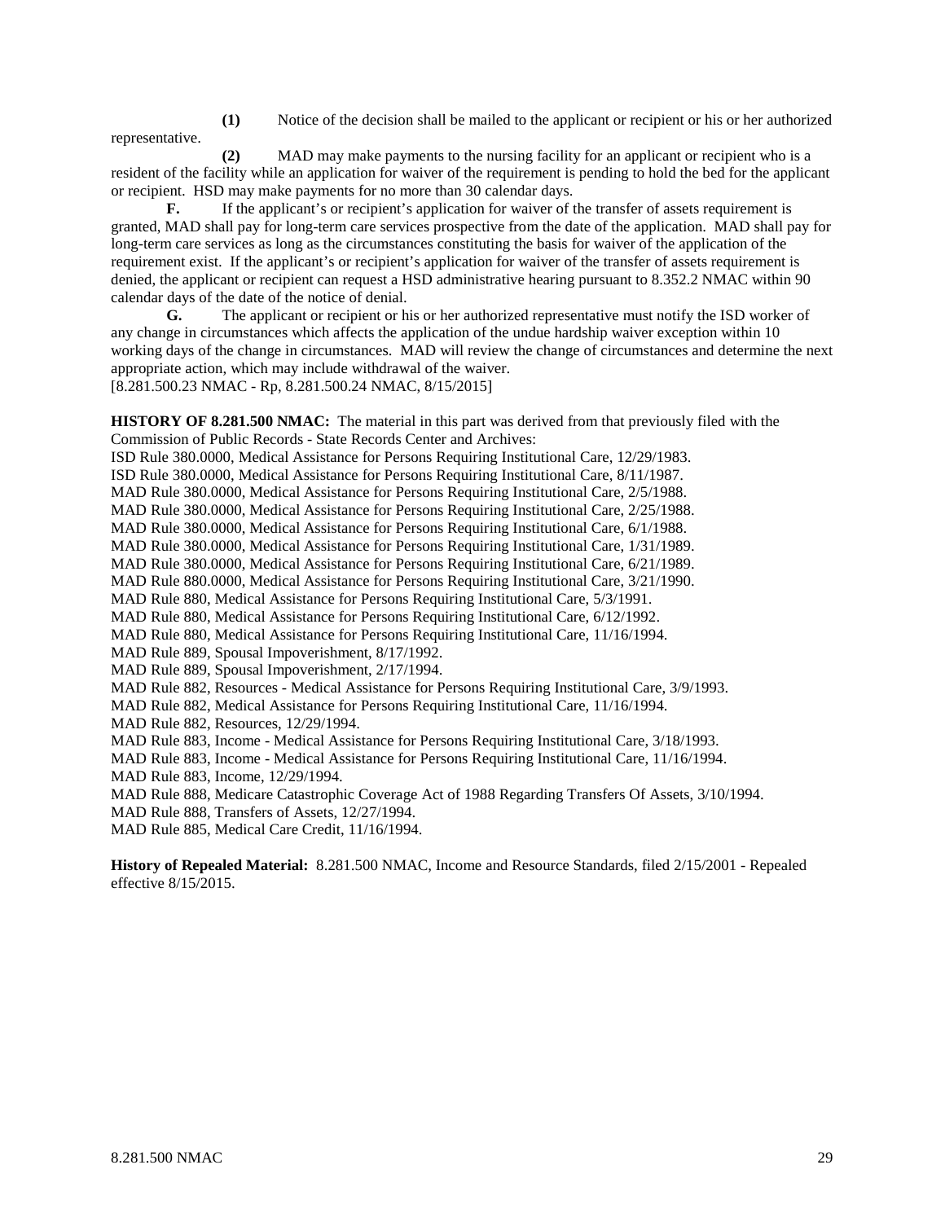**(1)** Notice of the decision shall be mailed to the applicant or recipient or his or her authorized representative.

**(2)** MAD may make payments to the nursing facility for an applicant or recipient who is a resident of the facility while an application for waiver of the requirement is pending to hold the bed for the applicant or recipient. HSD may make payments for no more than 30 calendar days.

**F.** If the applicant's or recipient's application for waiver of the transfer of assets requirement is granted, MAD shall pay for long-term care services prospective from the date of the application. MAD shall pay for long-term care services as long as the circumstances constituting the basis for waiver of the application of the requirement exist. If the applicant's or recipient's application for waiver of the transfer of assets requirement is denied, the applicant or recipient can request a HSD administrative hearing pursuant to 8.352.2 NMAC within 90 calendar days of the date of the notice of denial.

**G.** The applicant or recipient or his or her authorized representative must notify the ISD worker of any change in circumstances which affects the application of the undue hardship waiver exception within 10 working days of the change in circumstances. MAD will review the change of circumstances and determine the next appropriate action, which may include withdrawal of the waiver.

[8.281.500.23 NMAC - Rp, 8.281.500.24 NMAC, 8/15/2015]

**HISTORY OF 8.281.500 NMAC:** The material in this part was derived from that previously filed with the Commission of Public Records - State Records Center and Archives:

ISD Rule 380.0000, Medical Assistance for Persons Requiring Institutional Care, 12/29/1983.
ISD Rule 380.0000, Medical Assistance for Persons Requiring Institutional Care, 8/11/1987.
MAD Rule 380.0000, Medical Assistance for Persons Requiring Institutional Care, 2/5/1988.
MAD Rule 380.0000, Medical Assistance for Persons Requiring Institutional Care, 2/25/1988.
MAD Rule 380.0000, Medical Assistance for Persons Requiring Institutional Care, 6/1/1988.
MAD Rule 380.0000, Medical Assistance for Persons Requiring Institutional Care, 1/31/1989.
MAD Rule 380.0000, Medical Assistance for Persons Requiring Institutional Care, 6/21/1989.
MAD Rule 880.0000, Medical Assistance for Persons Requiring Institutional Care, 3/21/1990.
MAD Rule 880, Medical Assistance for Persons Requiring Institutional Care, 5/3/1991.
MAD Rule 880, Medical Assistance for Persons Requiring Institutional Care, 6/12/1992.
MAD Rule 880, Medical Assistance for Persons Requiring Institutional Care, 11/16/1994.
MAD Rule 889, Spousal Impoverishment, 8/17/1992.
MAD Rule 889, Spousal Impoverishment, 2/17/1994.
MAD Rule 882, Resources - Medical Assistance for Persons Requiring Institutional Care, 3/9/1993.
MAD Rule 882, Medical Assistance for Persons Requiring Institutional Care, 11/16/1994.
MAD Rule 882, Resources, 12/29/1994.
MAD Rule 883, Income - Medical Assistance for Persons Requiring Institutional Care, 3/18/1993.
MAD Rule 883, Income - Medical Assistance for Persons Requiring Institutional Care, 11/16/1994.
MAD Rule 883, Income, 12/29/1994.
MAD Rule 888, Medicare Catastrophic Coverage Act of 1988 Regarding Transfers Of Assets, 3/10/1994.
MAD Rule 888, Transfers of Assets, 12/27/1994.
MAD Rule 885, Medical Care Credit, 11/16/1994.

**History of Repealed Material:** 8.281.500 NMAC, Income and Resource Standards, filed 2/15/2001 - Repealed effective 8/15/2015.